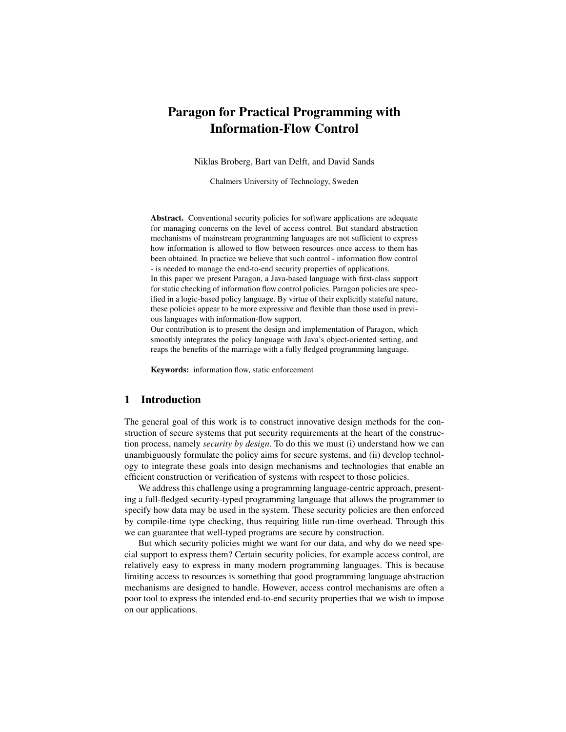# Paragon for Practical Programming with Information-Flow Control

Niklas Broberg, Bart van Delft, and David Sands

Chalmers University of Technology, Sweden

**Abstract.** Conventional security policies for software applications are adequate for managing concerns on the level of access control. But standard abstraction mechanisms of mainstream programming languages are not sufficient to express how information is allowed to flow between resources once access to them has been obtained. In practice we believe that such control - information flow control - is needed to manage the end-to-end security properties of applications.
In this paper we present Paragon, a Java-based language with first-class support for static checking of information flow control policies. Paragon policies are specified in a logic-based policy language. By virtue of their explicitly stateful nature, these policies appear to be more expressive and flexible than those used in previous languages with information-flow support.
Our contribution is to present the design and implementation of Paragon, which smoothly integrates the policy language with Java's object-oriented setting, and reaps the benefits of the marriage with a fully fledged programming language.

**Keywords:** information flow, static enforcement

## 1 Introduction

The general goal of this work is to construct innovative design methods for the construction of secure systems that put security requirements at the heart of the construction process, namely *security by design*. To do this we must (i) understand how we can unambiguously formulate the policy aims for secure systems, and (ii) develop technology to integrate these goals into design mechanisms and technologies that enable an efficient construction or verification of systems with respect to those policies.

We address this challenge using a programming language-centric approach, presenting a full-fledged security-typed programming language that allows the programmer to specify how data may be used in the system. These security policies are then enforced by compile-time type checking, thus requiring little run-time overhead. Through this we can guarantee that well-typed programs are secure by construction.

But which security policies might we want for our data, and why do we need special support to express them? Certain security policies, for example access control, are relatively easy to express in many modern programming languages. This is because limiting access to resources is something that good programming language abstraction mechanisms are designed to handle. However, access control mechanisms are often a poor tool to express the intended end-to-end security properties that we wish to impose on our applications.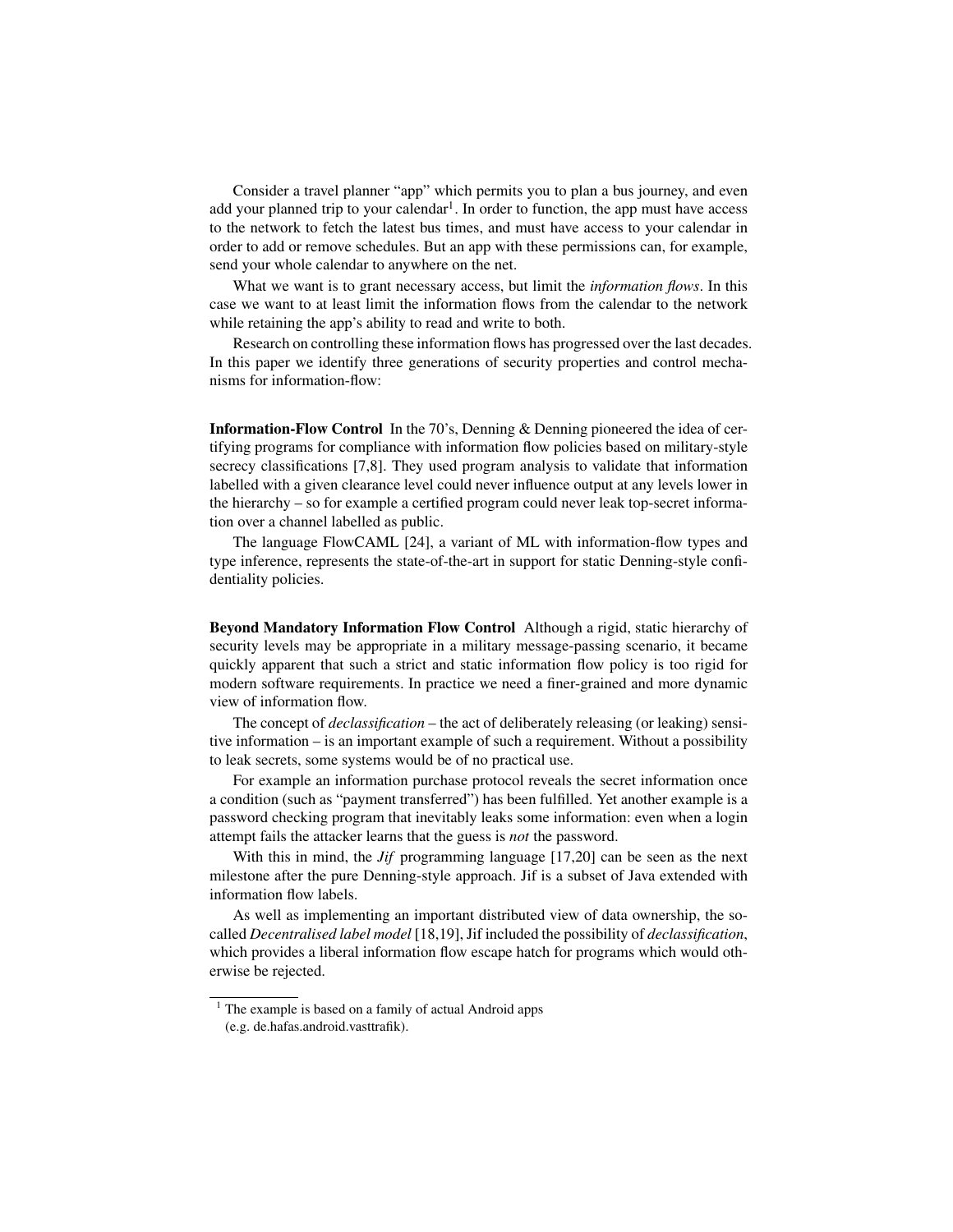Consider a travel planner "app" which permits you to plan a bus journey, and even add your planned trip to your calendar[1]. In order to function, the app must have access to the network to fetch the latest bus times, and must have access to your calendar in order to add or remove schedules. But an app with these permissions can, for example, send your whole calendar to anywhere on the net.

What we want is to grant necessary access, but limit the *information flows*. In this case we want to at least limit the information flows from the calendar to the network while retaining the app's ability to read and write to both.

Research on controlling these information flows has progressed over the last decades. In this paper we identify three generations of security properties and control mechanisms for information-flow:

**Information-Flow Control** In the 70's, Denning & Denning pioneered the idea of certifying programs for compliance with information flow policies based on military-style secrecy classifications [7,8]. They used program analysis to validate that information labelled with a given clearance level could never influence output at any levels lower in the hierarchy – so for example a certified program could never leak top-secret information over a channel labelled as public.

The language FlowCAML [24], a variant of ML with information-flow types and type inference, represents the state-of-the-art in support for static Denning-style confidentiality policies.

**Beyond Mandatory Information Flow Control** Although a rigid, static hierarchy of security levels may be appropriate in a military message-passing scenario, it became quickly apparent that such a strict and static information flow policy is too rigid for modern software requirements. In practice we need a finer-grained and more dynamic view of information flow.

The concept of *declassification* – the act of deliberately releasing (or leaking) sensitive information – is an important example of such a requirement. Without a possibility to leak secrets, some systems would be of no practical use.

For example an information purchase protocol reveals the secret information once a condition (such as "payment transferred") has been fulfilled. Yet another example is a password checking program that inevitably leaks some information: even when a login attempt fails the attacker learns that the guess is *not* the password.

With this in mind, the *Jif* programming language [17,20] can be seen as the next milestone after the pure Denning-style approach. Jif is a subset of Java extended with information flow labels.

As well as implementing an important distributed view of data ownership, the so-called *Decentralised label model* [18,19], Jif included the possibility of *declassification*, which provides a liberal information flow escape hatch for programs which would otherwise be rejected.

[1] The example is based on a family of actual Android apps (e.g. de.hafas.android.vasttrafik).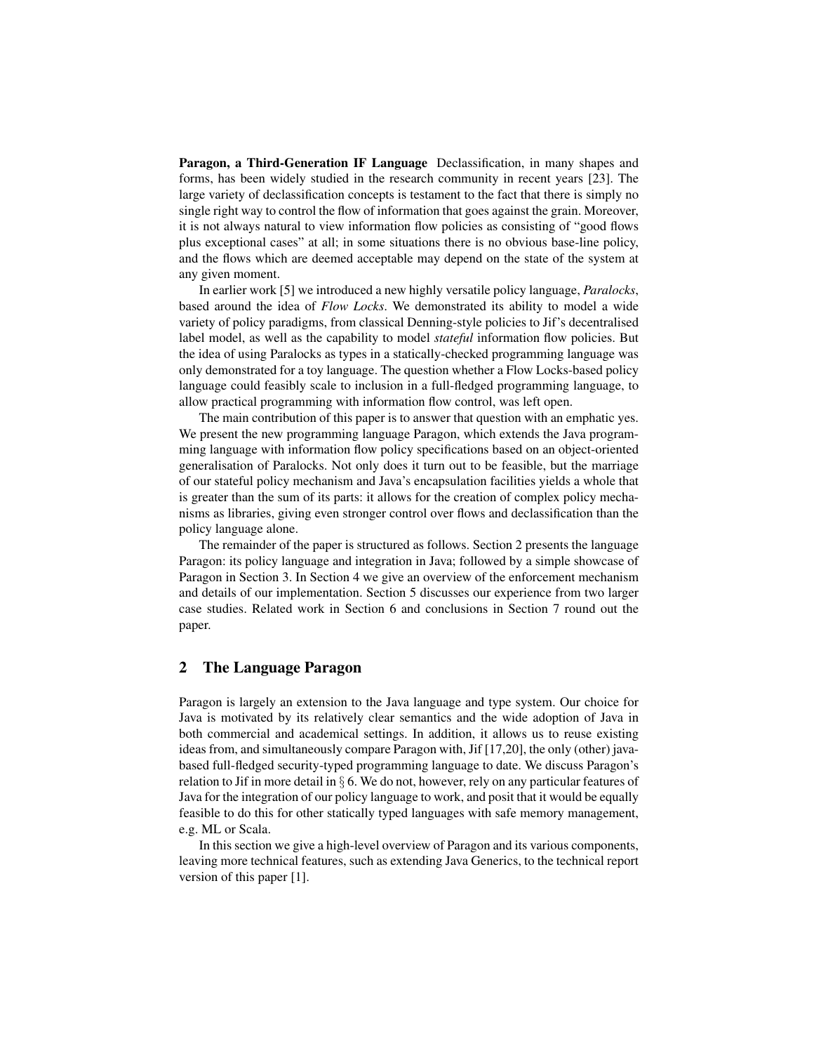**Paragon, a Third-Generation IF Language** Declassification, in many shapes and forms, has been widely studied in the research community in recent years [23]. The large variety of declassification concepts is testament to the fact that there is simply no single right way to control the flow of information that goes against the grain. Moreover, it is not always natural to view information flow policies as consisting of "good flows plus exceptional cases" at all; in some situations there is no obvious base-line policy, and the flows which are deemed acceptable may depend on the state of the system at any given moment.

In earlier work [5] we introduced a new highly versatile policy language, *Paralocks*, based around the idea of *Flow Locks*. We demonstrated its ability to model a wide variety of policy paradigms, from classical Denning-style policies to Jif's decentralised label model, as well as the capability to model *stateful* information flow policies. But the idea of using Paralocks as types in a statically-checked programming language was only demonstrated for a toy language. The question whether a Flow Locks-based policy language could feasibly scale to inclusion in a full-fledged programming language, to allow practical programming with information flow control, was left open.

The main contribution of this paper is to answer that question with an emphatic yes. We present the new programming language Paragon, which extends the Java programming language with information flow policy specifications based on an object-oriented generalisation of Paralocks. Not only does it turn out to be feasible, but the marriage of our stateful policy mechanism and Java's encapsulation facilities yields a whole that is greater than the sum of its parts: it allows for the creation of complex policy mechanisms as libraries, giving even stronger control over flows and declassification than the policy language alone.

The remainder of the paper is structured as follows. Section 2 presents the language Paragon: its policy language and integration in Java; followed by a simple showcase of Paragon in Section 3. In Section 4 we give an overview of the enforcement mechanism and details of our implementation. Section 5 discusses our experience from two larger case studies. Related work in Section 6 and conclusions in Section 7 round out the paper.

## 2 The Language Paragon

Paragon is largely an extension to the Java language and type system. Our choice for Java is motivated by its relatively clear semantics and the wide adoption of Java in both commercial and academical settings. In addition, it allows us to reuse existing ideas from, and simultaneously compare Paragon with, Jif [17,20], the only (other) java-based full-fledged security-typed programming language to date. We discuss Paragon's relation to Jif in more detail in § 6. We do not, however, rely on any particular features of Java for the integration of our policy language to work, and posit that it would be equally feasible to do this for other statically typed languages with safe memory management, e.g. ML or Scala.

In this section we give a high-level overview of Paragon and its various components, leaving more technical features, such as extending Java Generics, to the technical report version of this paper [1].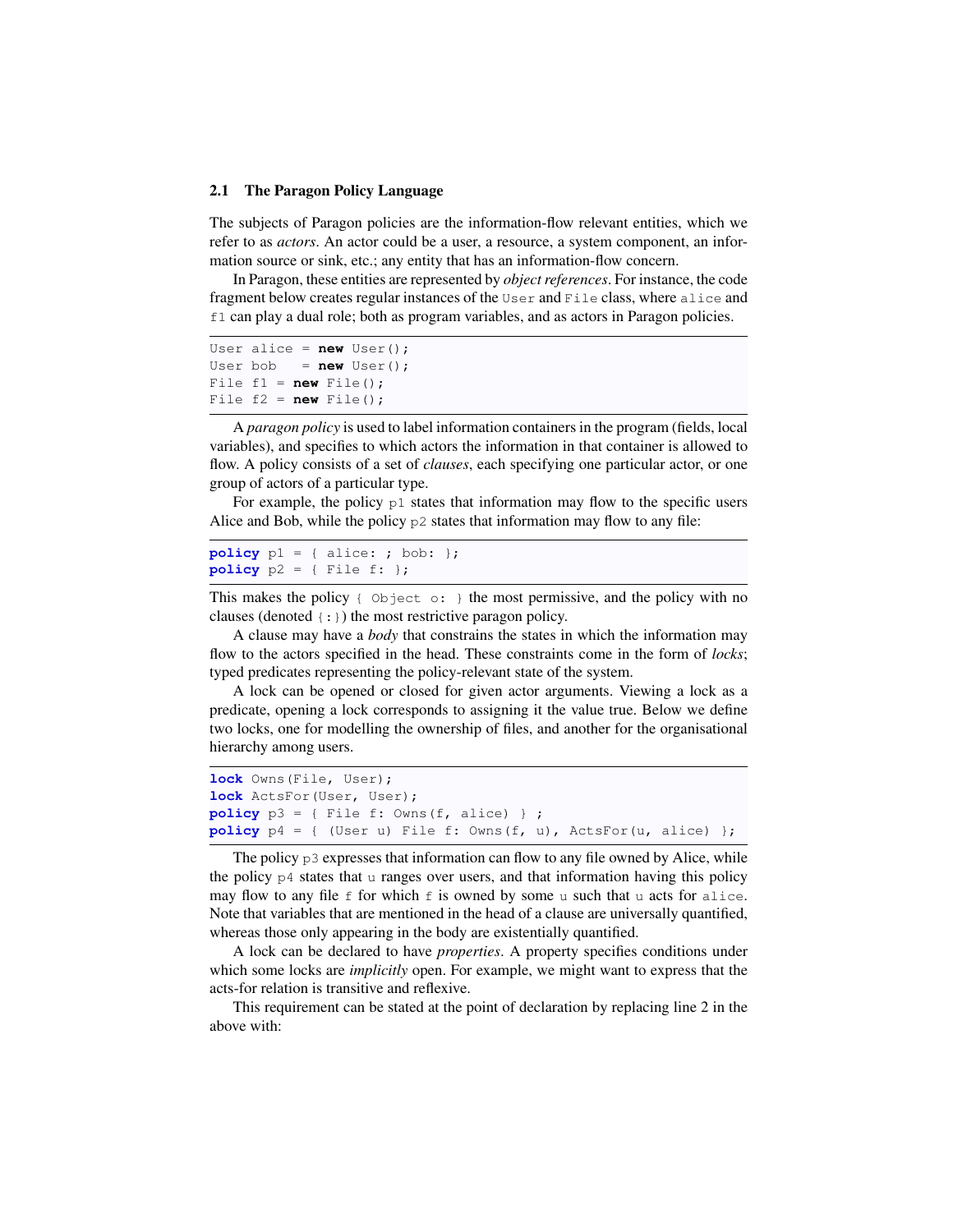### 2.1 The Paragon Policy Language

The subjects of Paragon policies are the information-flow relevant entities, which we refer to as *actors*. An actor could be a user, a resource, a system component, an information source or sink, etc.; any entity that has an information-flow concern.

In Paragon, these entities are represented by *object references*. For instance, the code fragment below creates regular instances of the `User` and `File` class, where `alice` and `f1` can play a dual role; both as program variables, and as actors in Paragon policies.

```
User alice = new User();
User bob   = new User();
File f1 = new File();
File f2 = new File();
```

A *paragon policy* is used to label information containers in the program (fields, local variables), and specifies to which actors the information in that container is allowed to flow. A policy consists of a set of *clauses*, each specifying one particular actor, or one group of actors of a particular type.

For example, the policy `p1` states that information may flow to the specific users Alice and Bob, while the policy `p2` states that information may flow to any file:

```
policy p1 = { alice: ; bob: };
policy p2 = { File f: };
```

This makes the policy `{ Object o: }` the most permissive, and the policy with no clauses (denoted `{:}`) the most restrictive paragon policy.

A clause may have a *body* that constrains the states in which the information may flow to the actors specified in the head. These constraints come in the form of *locks*; typed predicates representing the policy-relevant state of the system.

A lock can be opened or closed for given actor arguments. Viewing a lock as a predicate, opening a lock corresponds to assigning it the value true. Below we define two locks, one for modelling the ownership of files, and another for the organisational hierarchy among users.

```
lock Owns(File, User);
lock ActsFor(User, User);
policy p3 = { File f: Owns(f, alice) } ;
policy p4 = { (User u) File f: Owns(f, u), ActsFor(u, alice) };
```

The policy `p3` expresses that information can flow to any file owned by Alice, while the policy `p4` states that `u` ranges over users, and that information having this policy may flow to any file `f` for which `f` is owned by some `u` such that `u` acts for `alice`. Note that variables that are mentioned in the head of a clause are universally quantified, whereas those only appearing in the body are existentially quantified.

A lock can be declared to have *properties*. A property specifies conditions under which some locks are *implicitly* open. For example, we might want to express that the acts-for relation is transitive and reflexive.

This requirement can be stated at the point of declaration by replacing line 2 in the above with: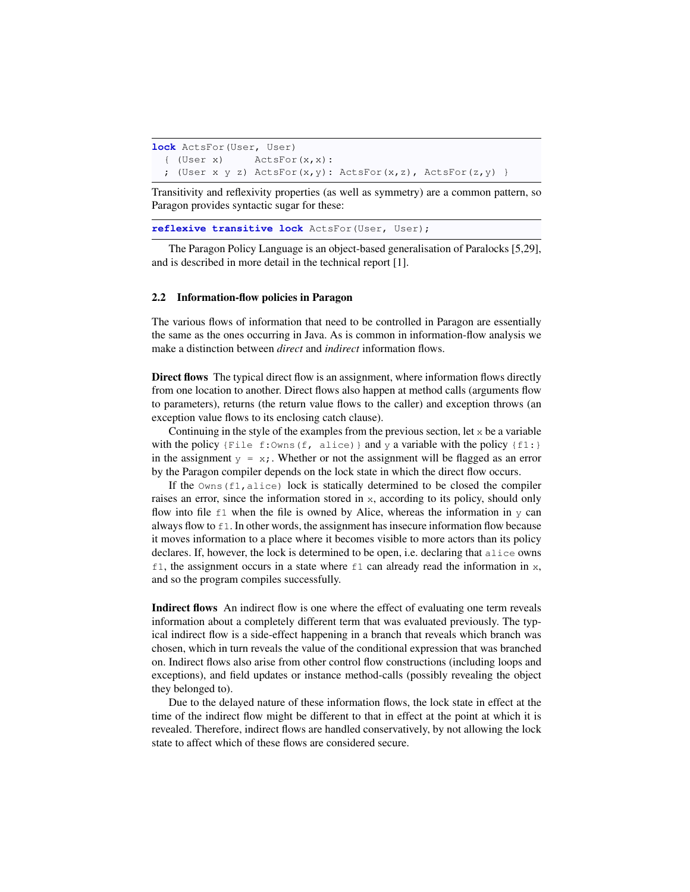```
lock ActsFor(User, User)
  { (User x)     ActsFor(x,x):
  ; (User x y z) ActsFor(x,y): ActsFor(x,z), ActsFor(z,y) }
```

Transitivity and reflexivity properties (as well as symmetry) are a common pattern, so Paragon provides syntactic sugar for these:

```
reflexive transitive lock ActsFor(User, User);
```

The Paragon Policy Language is an object-based generalisation of Paralocks [5,29], and is described in more detail in the technical report [1].

### 2.2 Information-flow policies in Paragon

The various flows of information that need to be controlled in Paragon are essentially the same as the ones occurring in Java. As is common in information-flow analysis we make a distinction between *direct* and *indirect* information flows.

**Direct flows** The typical direct flow is an assignment, where information flows directly from one location to another. Direct flows also happen at method calls (arguments flow to parameters), returns (the return value flows to the caller) and exception throws (an exception value flows to its enclosing catch clause).

Continuing in the style of the examples from the previous section, let `x` be a variable with the policy `{File f:Owns(f, alice)}` and `y` a variable with the policy `{f1:}` in the assignment `y = x;`. Whether or not the assignment will be flagged as an error by the Paragon compiler depends on the lock state in which the direct flow occurs.

If the `Owns(f1,alice)` lock is statically determined to be closed the compiler raises an error, since the information stored in `x`, according to its policy, should only flow into file `f1` when the file is owned by Alice, whereas the information in `y` can always flow to `f1`. In other words, the assignment has insecure information flow because it moves information to a place where it becomes visible to more actors than its policy declares. If, however, the lock is determined to be open, i.e. declaring that `alice` owns `f1`, the assignment occurs in a state where `f1` can already read the information in `x`, and so the program compiles successfully.

**Indirect flows** An indirect flow is one where the effect of evaluating one term reveals information about a completely different term that was evaluated previously. The typical indirect flow is a side-effect happening in a branch that reveals which branch was chosen, which in turn reveals the value of the conditional expression that was branched on. Indirect flows also arise from other control flow constructions (including loops and exceptions), and field updates or instance method-calls (possibly revealing the object they belonged to).

Due to the delayed nature of these information flows, the lock state in effect at the time of the indirect flow might be different to that in effect at the point at which it is revealed. Therefore, indirect flows are handled conservatively, by not allowing the lock state to affect which of these flows are considered secure.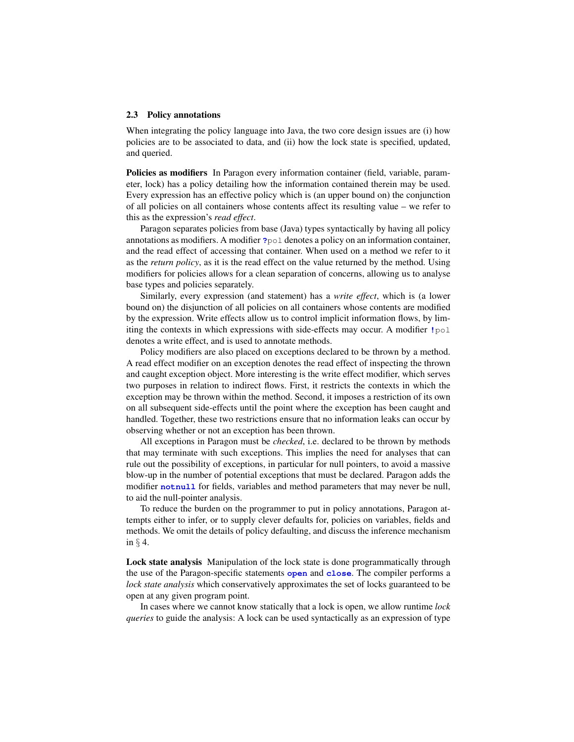### 2.3 Policy annotations

When integrating the policy language into Java, the two core design issues are (i) how policies are to be associated to data, and (ii) how the lock state is specified, updated, and queried.

**Policies as modifiers** In Paragon every information container (field, variable, parameter, lock) has a policy detailing how the information contained therein may be used. Every expression has an effective policy which is (an upper bound on) the conjunction of all policies on all containers whose contents affect its resulting value – we refer to this as the expression's *read effect*.

Paragon separates policies from base (Java) types syntactically by having all policy annotations as modifiers. A modifier `?pol` denotes a policy on an information container, and the read effect of accessing that container. When used on a method we refer to it as the *return policy*, as it is the read effect on the value returned by the method. Using modifiers for policies allows for a clean separation of concerns, allowing us to analyse base types and policies separately.

Similarly, every expression (and statement) has a *write effect*, which is (a lower bound on) the disjunction of all policies on all containers whose contents are modified by the expression. Write effects allow us to control implicit information flows, by limiting the contexts in which expressions with side-effects may occur. A modifier `!pol` denotes a write effect, and is used to annotate methods.

Policy modifiers are also placed on exceptions declared to be thrown by a method. A read effect modifier on an exception denotes the read effect of inspecting the thrown and caught exception object. More interesting is the write effect modifier, which serves two purposes in relation to indirect flows. First, it restricts the contexts in which the exception may be thrown within the method. Second, it imposes a restriction of its own on all subsequent side-effects until the point where the exception has been caught and handled. Together, these two restrictions ensure that no information leaks can occur by observing whether or not an exception has been thrown.

All exceptions in Paragon must be *checked*, i.e. declared to be thrown by methods that may terminate with such exceptions. This implies the need for analyses that can rule out the possibility of exceptions, in particular for null pointers, to avoid a massive blow-up in the number of potential exceptions that must be declared. Paragon adds the modifier **`notnull`** for fields, variables and method parameters that may never be null, to aid the null-pointer analysis.

To reduce the burden on the programmer to put in policy annotations, Paragon attempts either to infer, or to supply clever defaults for, policies on variables, fields and methods. We omit the details of policy defaulting, and discuss the inference mechanism in § 4.

**Lock state analysis** Manipulation of the lock state is done programmatically through the use of the Paragon-specific statements **`open`** and **`close`**. The compiler performs a *lock state analysis* which conservatively approximates the set of locks guaranteed to be open at any given program point.

In cases where we cannot know statically that a lock is open, we allow runtime *lock queries* to guide the analysis: A lock can be used syntactically as an expression of type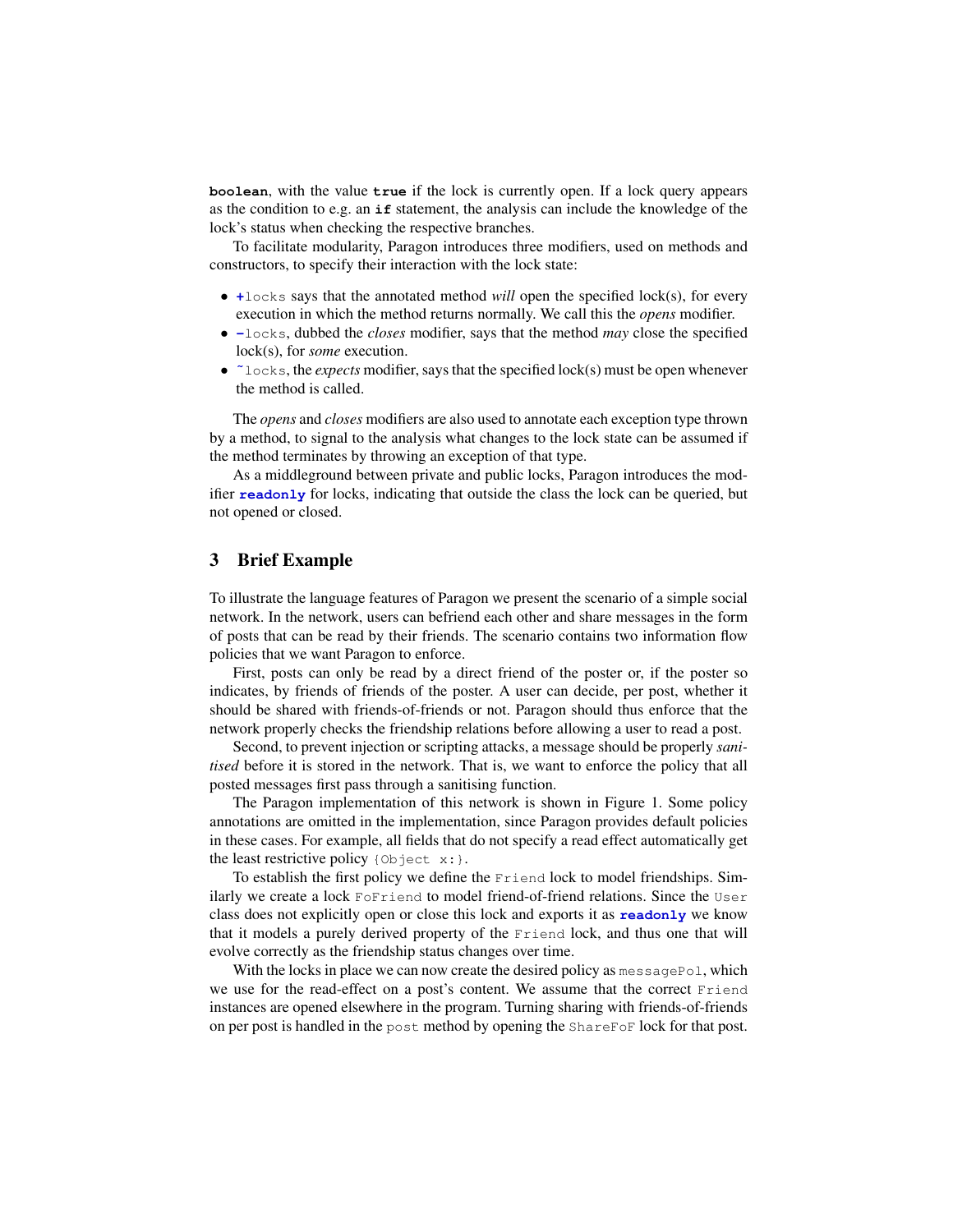**boolean**, with the value **true** if the lock is currently open. If a lock query appears as the condition to e.g. an **if** statement, the analysis can include the knowledge of the lock's status when checking the respective branches.

To facilitate modularity, Paragon introduces three modifiers, used on methods and constructors, to specify their interaction with the lock state:

- **+**`locks` says that the annotated method *will* open the specified lock(s), for every execution in which the method returns normally. We call this the *opens* modifier.
- **-**`locks`, dubbed the *closes* modifier, says that the method *may* close the specified lock(s), for *some* execution.
- `~locks`, the *expects* modifier, says that the specified lock(s) must be open whenever the method is called.

The *opens* and *closes* modifiers are also used to annotate each exception type thrown by a method, to signal to the analysis what changes to the lock state can be assumed if the method terminates by throwing an exception of that type.

As a middleground between private and public locks, Paragon introduces the modifier **`readonly`** for locks, indicating that outside the class the lock can be queried, but not opened or closed.

## 3 Brief Example

To illustrate the language features of Paragon we present the scenario of a simple social network. In the network, users can befriend each other and share messages in the form of posts that can be read by their friends. The scenario contains two information flow policies that we want Paragon to enforce.

First, posts can only be read by a direct friend of the poster or, if the poster so indicates, by friends of friends of the poster. A user can decide, per post, whether it should be shared with friends-of-friends or not. Paragon should thus enforce that the network properly checks the friendship relations before allowing a user to read a post.

Second, to prevent injection or scripting attacks, a message should be properly *sanitised* before it is stored in the network. That is, we want to enforce the policy that all posted messages first pass through a sanitising function.

The Paragon implementation of this network is shown in Figure 1. Some policy annotations are omitted in the implementation, since Paragon provides default policies in these cases. For example, all fields that do not specify a read effect automatically get the least restrictive policy `{Object x:}`.

To establish the first policy we define the `Friend` lock to model friendships. Similarly we create a lock `FoFriend` to model friend-of-friend relations. Since the `User` class does not explicitly open or close this lock and exports it as **`readonly`** we know that it models a purely derived property of the `Friend` lock, and thus one that will evolve correctly as the friendship status changes over time.

With the locks in place we can now create the desired policy as `messagePol`, which we use for the read-effect on a post's content. We assume that the correct `Friend` instances are opened elsewhere in the program. Turning sharing with friends-of-friends on per post is handled in the `post` method by opening the `ShareFoF` lock for that post.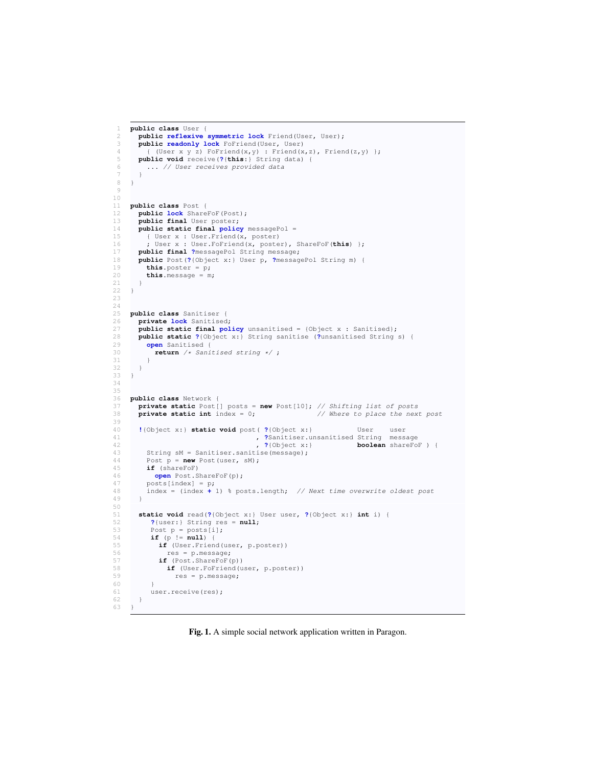```
public class User {
  public reflexive symmetric lock Friend(User, User);
  public readonly lock FoFriend(User, User)
    { (User x y z) FoFriend(x,y) : Friend(x,z), Friend(z,y) };
  public void receive(?{this:} String data) {
    ... // User receives provided data
  }
}


public class Post {
  public lock ShareFoF(Post);
  public final User poster;
  public static final policy messagePol =
    { User x : User.Friend(x, poster)
    ; User x : User.FoFriend(x, poster), ShareFoF(this) };
  public final ?messagePol String message;
  public Post(?{Object x:} User p, ?messagePol String m) {
    this.poster = p;
    this.message = m;
  }
}


public class Sanitiser {
  private lock Sanitised;
  public static final policy unsanitised = {Object x : Sanitised};
  public static ?{Object x:} String sanitise (?unsanitised String s) {
    open Sanitised {
      return /* Sanitised string */ ;
    }
  }
}


public class Network {
  private static Post[] posts = new Post[10]; // Shifting list of posts
  private static int index = 0;               // Where to place the next post

  !{Object x:} static void post( ?{Object x:}           User    user
                               , ?Sanitiser.unsanitised String  message
                               , ?{Object x:}           boolean shareFoF ) {
    String sM = Sanitiser.sanitise(message);
    Post p = new Post(user, sM);
    if (shareFoF)
      open Post.ShareFoF(p);
    posts[index] = p;
    index = (index + 1) % posts.length;  // Next time overwrite oldest post
  }

  static void read(?{Object x:} User user, ?{Object x:} int i) {
     ?{user:} String res = null;
     Post p = posts[i];
     if (p != null) {
       if (User.Friend(user, p.poster))
         res = p.message;
       if (Post.ShareFoF(p))
         if (User.FoFriend(user, p.poster))
           res = p.message;
     }
     user.receive(res);
  }
}
```

**Fig. 1.** A simple social network application written in Paragon.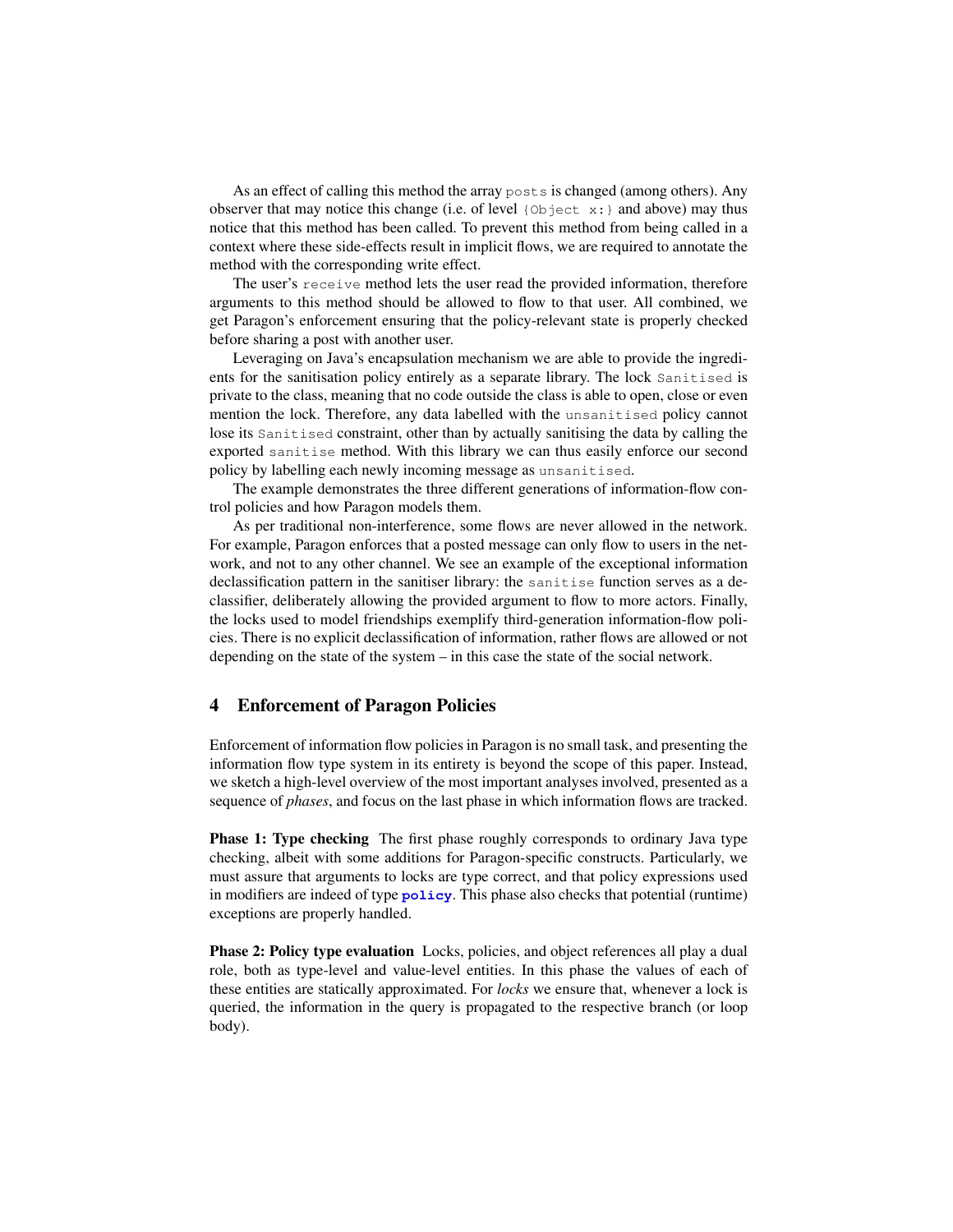As an effect of calling this method the array `posts` is changed (among others). Any observer that may notice this change (i.e. of level `{Object x:}` and above) may thus notice that this method has been called. To prevent this method from being called in a context where these side-effects result in implicit flows, we are required to annotate the method with the corresponding write effect.

The user's `receive` method lets the user read the provided information, therefore arguments to this method should be allowed to flow to that user. All combined, we get Paragon's enforcement ensuring that the policy-relevant state is properly checked before sharing a post with another user.

Leveraging on Java's encapsulation mechanism we are able to provide the ingredients for the sanitisation policy entirely as a separate library. The lock `Sanitised` is private to the class, meaning that no code outside the class is able to open, close or even mention the lock. Therefore, any data labelled with the `unsanitised` policy cannot lose its `Sanitised` constraint, other than by actually sanitising the data by calling the exported `sanitise` method. With this library we can thus easily enforce our second policy by labelling each newly incoming message as `unsanitised`.

The example demonstrates the three different generations of information-flow control policies and how Paragon models them.

As per traditional non-interference, some flows are never allowed in the network. For example, Paragon enforces that a posted message can only flow to users in the network, and not to any other channel. We see an example of the exceptional information declassification pattern in the sanitiser library: the `sanitise` function serves as a declassifier, deliberately allowing the provided argument to flow to more actors. Finally, the locks used to model friendships exemplify third-generation information-flow policies. There is no explicit declassification of information, rather flows are allowed or not depending on the state of the system – in this case the state of the social network.

## 4 Enforcement of Paragon Policies

Enforcement of information flow policies in Paragon is no small task, and presenting the information flow type system in its entirety is beyond the scope of this paper. Instead, we sketch a high-level overview of the most important analyses involved, presented as a sequence of *phases*, and focus on the last phase in which information flows are tracked.

**Phase 1: Type checking** The first phase roughly corresponds to ordinary Java type checking, albeit with some additions for Paragon-specific constructs. Particularly, we must assure that arguments to locks are type correct, and that policy expressions used in modifiers are indeed of type **`policy`**. This phase also checks that potential (runtime) exceptions are properly handled.

**Phase 2: Policy type evaluation** Locks, policies, and object references all play a dual role, both as type-level and value-level entities. In this phase the values of each of these entities are statically approximated. For *locks* we ensure that, whenever a lock is queried, the information in the query is propagated to the respective branch (or loop body).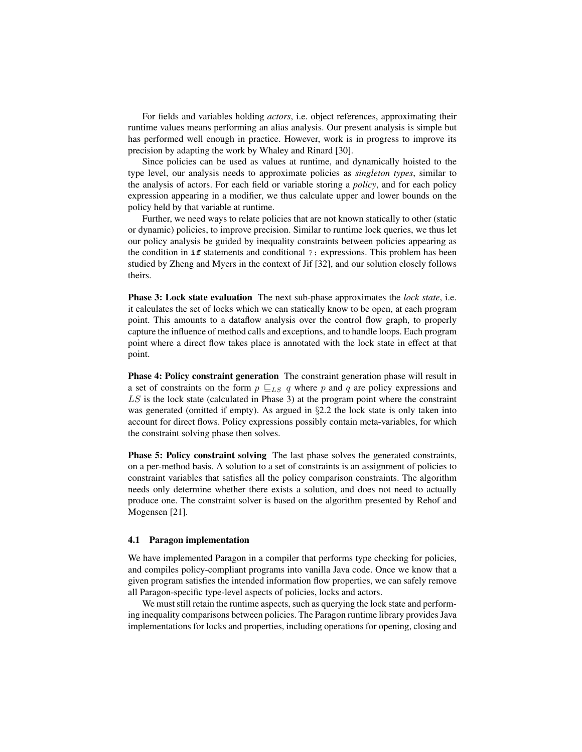For fields and variables holding *actors*, i.e. object references, approximating their runtime values means performing an alias analysis. Our present analysis is simple but has performed well enough in practice. However, work is in progress to improve its precision by adapting the work by Whaley and Rinard [30].

Since policies can be used as values at runtime, and dynamically hoisted to the type level, our analysis needs to approximate policies as *singleton types*, similar to the analysis of actors. For each field or variable storing a *policy*, and for each policy expression appearing in a modifier, we thus calculate upper and lower bounds on the policy held by that variable at runtime.

Further, we need ways to relate policies that are not known statically to other (static or dynamic) policies, to improve precision. Similar to runtime lock queries, we thus let our policy analysis be guided by inequality constraints between policies appearing as the condition in **`if`** statements and conditional `?:` expressions. This problem has been studied by Zheng and Myers in the context of Jif [32], and our solution closely follows theirs.

**Phase 3: Lock state evaluation** The next sub-phase approximates the *lock state*, i.e. it calculates the set of locks which we can statically know to be open, at each program point. This amounts to a dataflow analysis over the control flow graph, to properly capture the influence of method calls and exceptions, and to handle loops. Each program point where a direct flow takes place is annotated with the lock state in effect at that point.

**Phase 4: Policy constraint generation** The constraint generation phase will result in a set of constraints on the form $p \sqsubseteq_{LS} q$ where $p$ and $q$ are policy expressions and $LS$ is the lock state (calculated in Phase 3) at the program point where the constraint was generated (omitted if empty). As argued in §2.2 the lock state is only taken into account for direct flows. Policy expressions possibly contain meta-variables, for which the constraint solving phase then solves.

**Phase 5: Policy constraint solving** The last phase solves the generated constraints, on a per-method basis. A solution to a set of constraints is an assignment of policies to constraint variables that satisfies all the policy comparison constraints. The algorithm needs only determine whether there exists a solution, and does not need to actually produce one. The constraint solver is based on the algorithm presented by Rehof and Mogensen [21].

### 4.1 Paragon implementation

We have implemented Paragon in a compiler that performs type checking for policies, and compiles policy-compliant programs into vanilla Java code. Once we know that a given program satisfies the intended information flow properties, we can safely remove all Paragon-specific type-level aspects of policies, locks and actors.

We must still retain the runtime aspects, such as querying the lock state and performing inequality comparisons between policies. The Paragon runtime library provides Java implementations for locks and properties, including operations for opening, closing and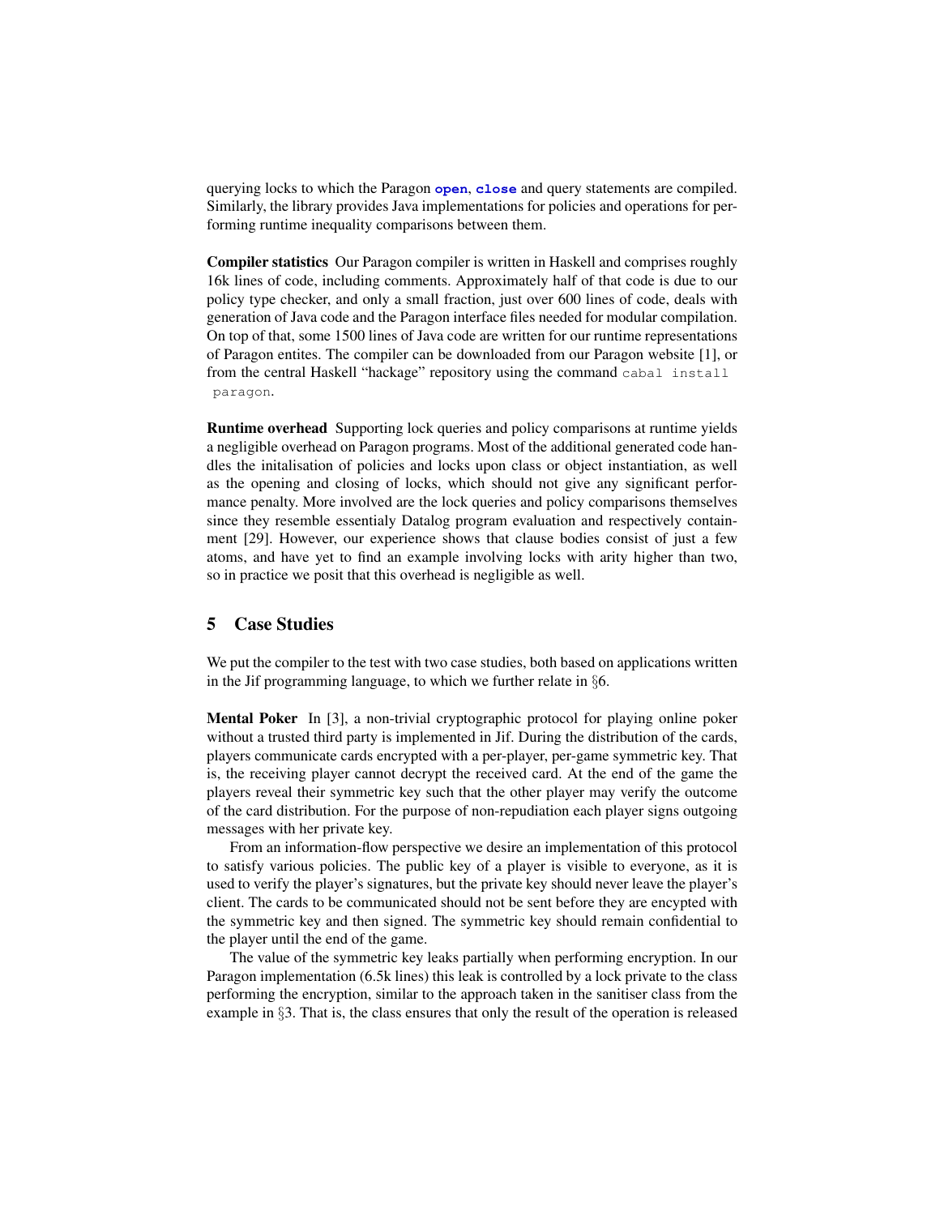querying locks to which the Paragon **open**, **close** and query statements are compiled. Similarly, the library provides Java implementations for policies and operations for performing runtime inequality comparisons between them.

**Compiler statistics** Our Paragon compiler is written in Haskell and comprises roughly 16k lines of code, including comments. Approximately half of that code is due to our policy type checker, and only a small fraction, just over 600 lines of code, deals with generation of Java code and the Paragon interface files needed for modular compilation. On top of that, some 1500 lines of Java code are written for our runtime representations of Paragon entites. The compiler can be downloaded from our Paragon website [1], or from the central Haskell "hackage" repository using the command `cabal install paragon`.

**Runtime overhead** Supporting lock queries and policy comparisons at runtime yields a negligible overhead on Paragon programs. Most of the additional generated code handles the initalisation of policies and locks upon class or object instantiation, as well as the opening and closing of locks, which should not give any significant performance penalty. More involved are the lock queries and policy comparisons themselves since they resemble essentialy Datalog program evaluation and respectively containment [29]. However, our experience shows that clause bodies consist of just a few atoms, and have yet to find an example involving locks with arity higher than two, so in practice we posit that this overhead is negligible as well.

## 5 Case Studies

We put the compiler to the test with two case studies, both based on applications written in the Jif programming language, to which we further relate in §6.

**Mental Poker** In [3], a non-trivial cryptographic protocol for playing online poker without a trusted third party is implemented in Jif. During the distribution of the cards, players communicate cards encrypted with a per-player, per-game symmetric key. That is, the receiving player cannot decrypt the received card. At the end of the game the players reveal their symmetric key such that the other player may verify the outcome of the card distribution. For the purpose of non-repudiation each player signs outgoing messages with her private key.

From an information-flow perspective we desire an implementation of this protocol to satisfy various policies. The public key of a player is visible to everyone, as it is used to verify the player's signatures, but the private key should never leave the player's client. The cards to be communicated should not be sent before they are encypted with the symmetric key and then signed. The symmetric key should remain confidential to the player until the end of the game.

The value of the symmetric key leaks partially when performing encryption. In our Paragon implementation (6.5k lines) this leak is controlled by a lock private to the class performing the encryption, similar to the approach taken in the sanitiser class from the example in §3. That is, the class ensures that only the result of the operation is released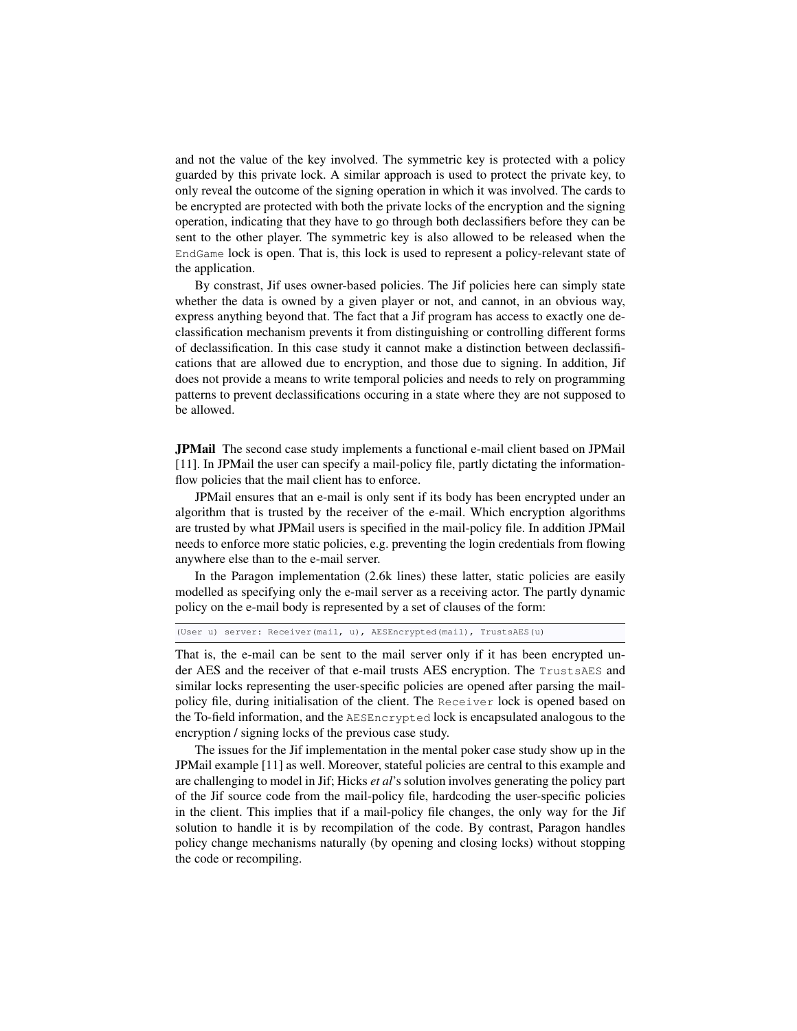and not the value of the key involved. The symmetric key is protected with a policy guarded by this private lock. A similar approach is used to protect the private key, to only reveal the outcome of the signing operation in which it was involved. The cards to be encrypted are protected with both the private locks of the encryption and the signing operation, indicating that they have to go through both declassifiers before they can be sent to the other player. The symmetric key is also allowed to be released when the `EndGame` lock is open. That is, this lock is used to represent a policy-relevant state of the application.

By contrast, Jif uses owner-based policies. The Jif policies here can simply state whether the data is owned by a given player or not, and cannot, in an obvious way, express anything beyond that. The fact that a Jif program has access to exactly one declassification mechanism prevents it from distinguishing or controlling different forms of declassification. In this case study it cannot make a distinction between declassifications that are allowed due to encryption, and those due to signing. In addition, Jif does not provide a means to write temporal policies and needs to rely on programming patterns to prevent declassifications occuring in a state where they are not supposed to be allowed.

**JPMail** The second case study implements a functional e-mail client based on JPMail [11]. In JPMail the user can specify a mail-policy file, partly dictating the information-flow policies that the mail client has to enforce.

JPMail ensures that an e-mail is only sent if its body has been encrypted under an algorithm that is trusted by the receiver of the e-mail. Which encryption algorithms are trusted by what JPMail users is specified in the mail-policy file. In addition JPMail needs to enforce more static policies, e.g. preventing the login credentials from flowing anywhere else than to the e-mail server.

In the Paragon implementation (2.6k lines) these latter, static policies are easily modelled as specifying only the e-mail server as a receiving actor. The partly dynamic policy on the e-mail body is represented by a set of clauses of the form:

```
(User u) server: Receiver(mail, u), AESEncrypted(mail), TrustsAES(u)
```

That is, the e-mail can be sent to the mail server only if it has been encrypted under AES and the receiver of that e-mail trusts AES encryption. The `TrustsAES` and similar locks representing the user-specific policies are opened after parsing the mail-policy file, during initialisation of the client. The `Receiver` lock is opened based on the To-field information, and the `AESEncrypted` lock is encapsulated analogous to the encryption / signing locks of the previous case study.

The issues for the Jif implementation in the mental poker case study show up in the JPMail example [11] as well. Moreover, stateful policies are central to this example and are challenging to model in Jif; Hicks *et al*'s solution involves generating the policy part of the Jif source code from the mail-policy file, hardcoding the user-specific policies in the client. This implies that if a mail-policy file changes, the only way for the Jif solution to handle it is by recompilation of the code. By contrast, Paragon handles policy change mechanisms naturally (by opening and closing locks) without stopping the code or recompiling.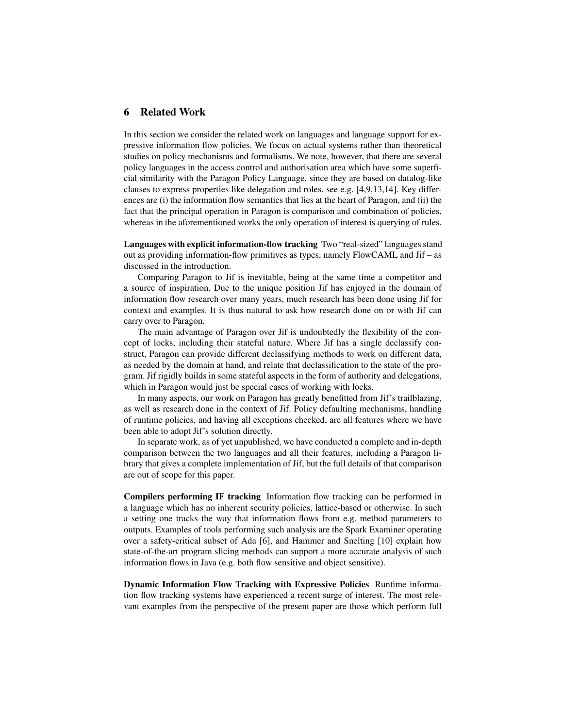## 6 Related Work

In this section we consider the related work on languages and language support for expressive information flow policies. We focus on actual systems rather than theoretical studies on policy mechanisms and formalisms. We note, however, that there are several policy languages in the access control and authorisation area which have some superficial similarity with the Paragon Policy Language, since they are based on datalog-like clauses to express properties like delegation and roles, see e.g. [4,9,13,14]. Key differences are (i) the information flow semantics that lies at the heart of Paragon, and (ii) the fact that the principal operation in Paragon is comparison and combination of policies, whereas in the aforementioned works the only operation of interest is querying of rules.

**Languages with explicit information-flow tracking** Two "real-sized" languages stand out as providing information-flow primitives as types, namely FlowCAML and Jif – as discussed in the introduction.

Comparing Paragon to Jif is inevitable, being at the same time a competitor and a source of inspiration. Due to the unique position Jif has enjoyed in the domain of information flow research over many years, much research has been done using Jif for context and examples. It is thus natural to ask how research done on or with Jif can carry over to Paragon.

The main advantage of Paragon over Jif is undoubtedly the flexibility of the concept of locks, including their stateful nature. Where Jif has a single declassify construct, Paragon can provide different declassifying methods to work on different data, as needed by the domain at hand, and relate that declassification to the state of the program. Jif rigidly builds in some stateful aspects in the form of authority and delegations, which in Paragon would just be special cases of working with locks.

In many aspects, our work on Paragon has greatly benefitted from Jif's trailblazing, as well as research done in the context of Jif. Policy defaulting mechanisms, handling of runtime policies, and having all exceptions checked, are all features where we have been able to adopt Jif's solution directly.

In separate work, as of yet unpublished, we have conducted a complete and in-depth comparison between the two languages and all their features, including a Paragon library that gives a complete implementation of Jif, but the full details of that comparison are out of scope for this paper.

**Compilers performing IF tracking** Information flow tracking can be performed in a language which has no inherent security policies, lattice-based or otherwise. In such a setting one tracks the way that information flows from e.g. method parameters to outputs. Examples of tools performing such analysis are the Spark Examiner operating over a safety-critical subset of Ada [6], and Hammer and Snelting [10] explain how state-of-the-art program slicing methods can support a more accurate analysis of such information flows in Java (e.g. both flow sensitive and object sensitive).

**Dynamic Information Flow Tracking with Expressive Policies** Runtime information flow tracking systems have experienced a recent surge of interest. The most relevant examples from the perspective of the present paper are those which perform full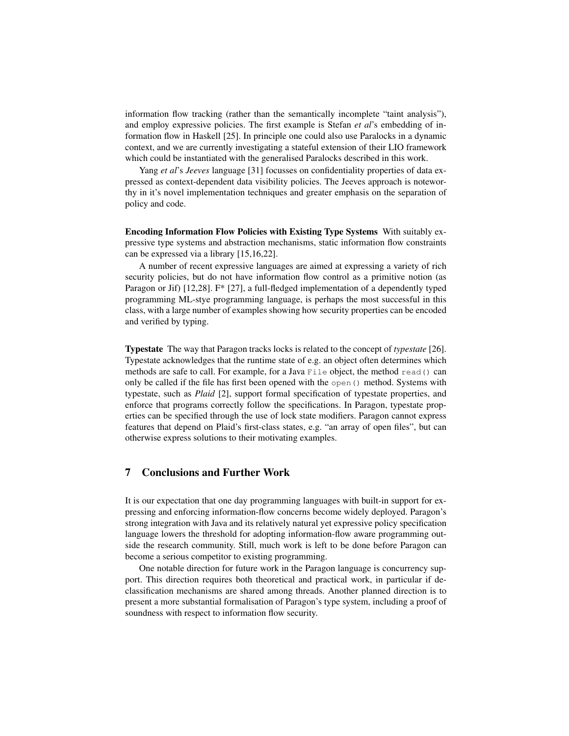information flow tracking (rather than the semantically incomplete "taint analysis"), and employ expressive policies. The first example is Stefan *et al*'s embedding of information flow in Haskell [25]. In principle one could also use Paralocks in a dynamic context, and we are currently investigating a stateful extension of their LIO framework which could be instantiated with the generalised Paralocks described in this work.

Yang *et al*'s *Jeeves* language [31] focusses on confidentiality properties of data expressed as context-dependent data visibility policies. The Jeeves approach is noteworthy in it's novel implementation techniques and greater emphasis on the separation of policy and code.

**Encoding Information Flow Policies with Existing Type Systems** With suitably expressive type systems and abstraction mechanisms, static information flow constraints can be expressed via a library [15,16,22].

A number of recent expressive languages are aimed at expressing a variety of rich security policies, but do not have information flow control as a primitive notion (as Paragon or Jif) [12,28]. F* [27], a full-fledged implementation of a dependently typed programming ML-stye programming language, is perhaps the most successful in this class, with a large number of examples showing how security properties can be encoded and verified by typing.

**Typestate** The way that Paragon tracks locks is related to the concept of *typestate* [26]. Typestate acknowledges that the runtime state of e.g. an object often determines which methods are safe to call. For example, for a Java `File` object, the method `read()` can only be called if the file has first been opened with the `open()` method. Systems with typestate, such as *Plaid* [2], support formal specification of typestate properties, and enforce that programs correctly follow the specifications. In Paragon, typestate properties can be specified through the use of lock state modifiers. Paragon cannot express features that depend on Plaid's first-class states, e.g. "an array of open files", but can otherwise express solutions to their motivating examples.

## 7 Conclusions and Further Work

It is our expectation that one day programming languages with built-in support for expressing and enforcing information-flow concerns become widely deployed. Paragon's strong integration with Java and its relatively natural yet expressive policy specification language lowers the threshold for adopting information-flow aware programming outside the research community. Still, much work is left to be done before Paragon can become a serious competitor to existing programming.

One notable direction for future work in the Paragon language is concurrency support. This direction requires both theoretical and practical work, in particular if declassification mechanisms are shared among threads. Another planned direction is to present a more substantial formalisation of Paragon's type system, including a proof of soundness with respect to information flow security.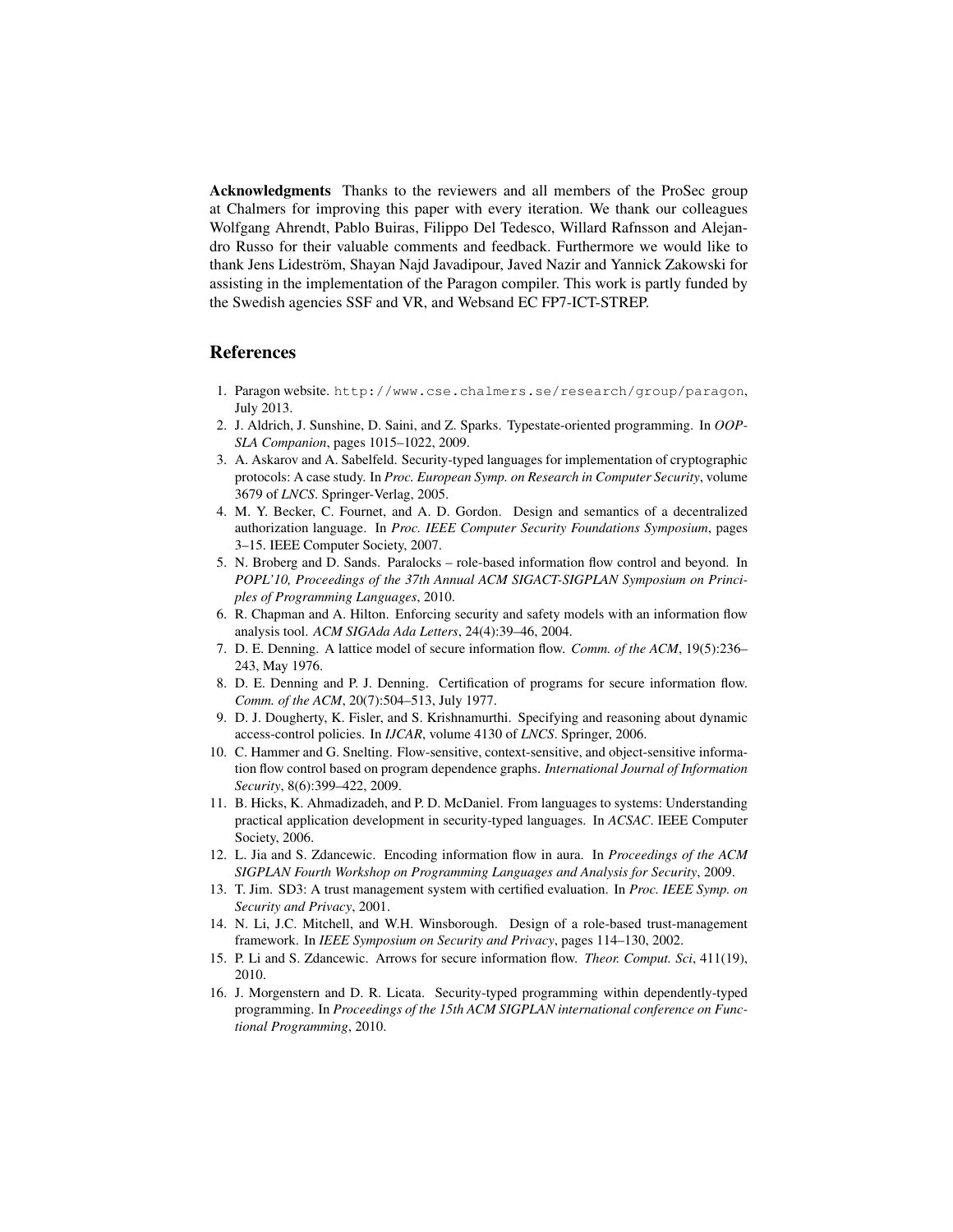**Acknowledgments** Thanks to the reviewers and all members of the ProSec group at Chalmers for improving this paper with every iteration. We thank our colleagues Wolfgang Ahrendt, Pablo Buiras, Filippo Del Tedesco, Willard Rafnsson and Alejandro Russo for their valuable comments and feedback. Furthermore we would like to thank Jens Lideström, Shayan Najd Javadipour, Javed Nazir and Yannick Zakowski for assisting in the implementation of the Paragon compiler. This work is partly funded by the Swedish agencies SSF and VR, and Websand EC FP7-ICT-STREP.

## References

1. Paragon website. `http://www.cse.chalmers.se/research/group/paragon`, July 2013.
2. J. Aldrich, J. Sunshine, D. Saini, and Z. Sparks. Typestate-oriented programming. In *OOPSLA Companion*, pages 1015–1022, 2009.
3. A. Askarov and A. Sabelfeld. Security-typed languages for implementation of cryptographic protocols: A case study. In *Proc. European Symp. on Research in Computer Security*, volume 3679 of *LNCS*. Springer-Verlag, 2005.
4. M. Y. Becker, C. Fournet, and A. D. Gordon. Design and semantics of a decentralized authorization language. In *Proc. IEEE Computer Security Foundations Symposium*, pages 3–15. IEEE Computer Society, 2007.
5. N. Broberg and D. Sands. Paralocks – role-based information flow control and beyond. In *POPL'10, Proceedings of the 37th Annual ACM SIGACT-SIGPLAN Symposium on Principles of Programming Languages*, 2010.
6. R. Chapman and A. Hilton. Enforcing security and safety models with an information flow analysis tool. *ACM SIGAda Ada Letters*, 24(4):39–46, 2004.
7. D. E. Denning. A lattice model of secure information flow. *Comm. of the ACM*, 19(5):236–243, May 1976.
8. D. E. Denning and P. J. Denning. Certification of programs for secure information flow. *Comm. of the ACM*, 20(7):504–513, July 1977.
9. D. J. Dougherty, K. Fisler, and S. Krishnamurthi. Specifying and reasoning about dynamic access-control policies. In *IJCAR*, volume 4130 of *LNCS*. Springer, 2006.
10. C. Hammer and G. Snelting. Flow-sensitive, context-sensitive, and object-sensitive information flow control based on program dependence graphs. *International Journal of Information Security*, 8(6):399–422, 2009.
11. B. Hicks, K. Ahmadizadeh, and P. D. McDaniel. From languages to systems: Understanding practical application development in security-typed languages. In *ACSAC*. IEEE Computer Society, 2006.
12. L. Jia and S. Zdancewic. Encoding information flow in aura. In *Proceedings of the ACM SIGPLAN Fourth Workshop on Programming Languages and Analysis for Security*, 2009.
13. T. Jim. SD3: A trust management system with certified evaluation. In *Proc. IEEE Symp. on Security and Privacy*, 2001.
14. N. Li, J.C. Mitchell, and W.H. Winsborough. Design of a role-based trust-management framework. In *IEEE Symposium on Security and Privacy*, pages 114–130, 2002.
15. P. Li and S. Zdancewic. Arrows for secure information flow. *Theor. Comput. Sci*, 411(19), 2010.
16. J. Morgenstern and D. R. Licata. Security-typed programming within dependently-typed programming. In *Proceedings of the 15th ACM SIGPLAN international conference on Functional Programming*, 2010.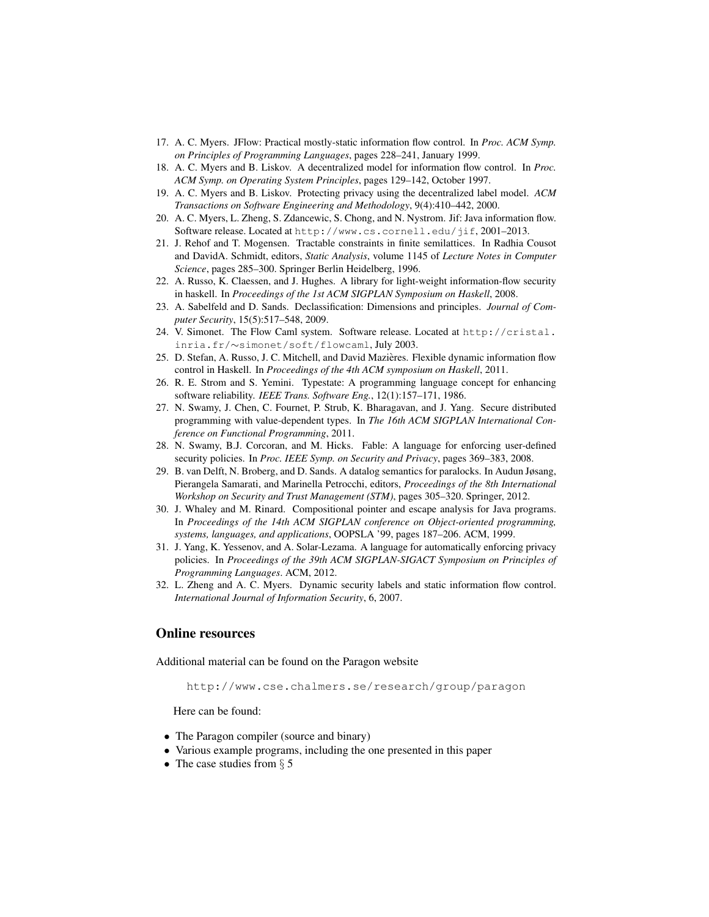17. A. C. Myers. JFlow: Practical mostly-static information flow control. In *Proc. ACM Symp. on Principles of Programming Languages*, pages 228–241, January 1999.
18. A. C. Myers and B. Liskov. A decentralized model for information flow control. In *Proc. ACM Symp. on Operating System Principles*, pages 129–142, October 1997.
19. A. C. Myers and B. Liskov. Protecting privacy using the decentralized label model. *ACM Transactions on Software Engineering and Methodology*, 9(4):410–442, 2000.
20. A. C. Myers, L. Zheng, S. Zdancewic, S. Chong, and N. Nystrom. Jif: Java information flow. Software release. Located at `http://www.cs.cornell.edu/jif`, 2001–2013.
21. J. Rehof and T. Mogensen. Tractable constraints in finite semilattices. In Radhia Cousot and DavidA. Schmidt, editors, *Static Analysis*, volume 1145 of *Lecture Notes in Computer Science*, pages 285–300. Springer Berlin Heidelberg, 1996.
22. A. Russo, K. Claessen, and J. Hughes. A library for light-weight information-flow security in haskell. In *Proceedings of the 1st ACM SIGPLAN Symposium on Haskell*, 2008.
23. A. Sabelfeld and D. Sands. Declassification: Dimensions and principles. *Journal of Computer Security*, 15(5):517–548, 2009.
24. V. Simonet. The Flow Caml system. Software release. Located at `http://cristal.inria.fr/~simonet/soft/flowcaml`, July 2003.
25. D. Stefan, A. Russo, J. C. Mitchell, and David Mazières. Flexible dynamic information flow control in Haskell. In *Proceedings of the 4th ACM symposium on Haskell*, 2011.
26. R. E. Strom and S. Yemini. Typestate: A programming language concept for enhancing software reliability. *IEEE Trans. Software Eng.*, 12(1):157–171, 1986.
27. N. Swamy, J. Chen, C. Fournet, P. Strub, K. Bharagavan, and J. Yang. Secure distributed programming with value-dependent types. In *The 16th ACM SIGPLAN International Conference on Functional Programming*, 2011.
28. N. Swamy, B.J. Corcoran, and M. Hicks. Fable: A language for enforcing user-defined security policies. In *Proc. IEEE Symp. on Security and Privacy*, pages 369–383, 2008.
29. B. van Delft, N. Broberg, and D. Sands. A datalog semantics for paralocks. In Audun Jøsang, Pierangela Samarati, and Marinella Petrocchi, editors, *Proceedings of the 8th International Workshop on Security and Trust Management (STM)*, pages 305–320. Springer, 2012.
30. J. Whaley and M. Rinard. Compositional pointer and escape analysis for Java programs. In *Proceedings of the 14th ACM SIGPLAN conference on Object-oriented programming, systems, languages, and applications*, OOPSLA '99, pages 187–206. ACM, 1999.
31. J. Yang, K. Yessenov, and A. Solar-Lezama. A language for automatically enforcing privacy policies. In *Proceedings of the 39th ACM SIGPLAN-SIGACT Symposium on Principles of Programming Languages*. ACM, 2012.
32. L. Zheng and A. C. Myers. Dynamic security labels and static information flow control. *International Journal of Information Security*, 6, 2007.

## Online resources

Additional material can be found on the Paragon website

`http://www.cse.chalmers.se/research/group/paragon`

Here can be found:

- The Paragon compiler (source and binary)
- Various example programs, including the one presented in this paper
- The case studies from § 5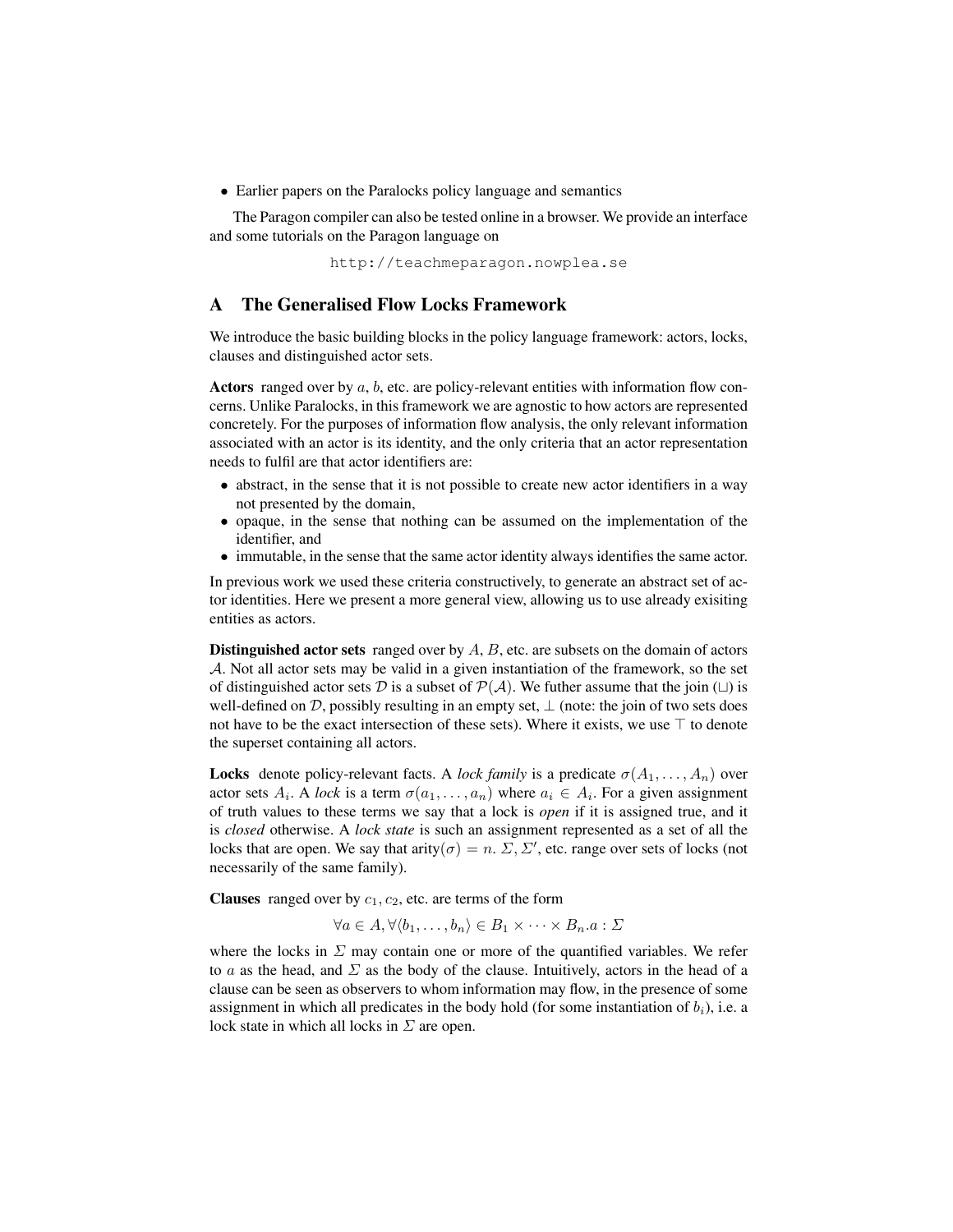- Earlier papers on the Paralocks policy language and semantics

The Paragon compiler can also be tested online in a browser. We provide an interface and some tutorials on the Paragon language on

http://teachmeparagon.nowplea.se

## A The Generalised Flow Locks Framework

We introduce the basic building blocks in the policy language framework: actors, locks, clauses and distinguished actor sets.

**Actors** ranged over by $a$, $b$, etc. are policy-relevant entities with information flow concerns. Unlike Paralocks, in this framework we are agnostic to how actors are represented concretely. For the purposes of information flow analysis, the only relevant information associated with an actor is its identity, and the only criteria that an actor representation needs to fulfil are that actor identifiers are:

- abstract, in the sense that it is not possible to create new actor identifiers in a way not presented by the domain,
- opaque, in the sense that nothing can be assumed on the implementation of the identifier, and
- immutable, in the sense that the same actor identity always identifies the same actor.

In previous work we used these criteria constructively, to generate an abstract set of actor identities. Here we present a more general view, allowing us to use already exisiting entities as actors.

**Distinguished actor sets** ranged over by $A$, $B$, etc. are subsets on the domain of actors $\mathcal{A}$. Not all actor sets may be valid in a given instantiation of the framework, so the set of distinguished actor sets $\mathcal{D}$ is a subset of $\mathcal{P}(\mathcal{A})$. We futher assume that the join ($\sqcup$) is well-defined on $\mathcal{D}$, possibly resulting in an empty set, $\bot$ (note: the join of two sets does not have to be the exact intersection of these sets). Where it exists, we use $\top$ to denote the superset containing all actors.

**Locks** denote policy-relevant facts. A *lock family* is a predicate $\sigma(A_1, \ldots, A_n)$ over actor sets $A_i$. A *lock* is a term $\sigma(a_1, \ldots, a_n)$ where $a_i \in A_i$. For a given assignment of truth values to these terms we say that a lock is *open* if it is assigned true, and it is *closed* otherwise. A *lock state* is such an assignment represented as a set of all the locks that are open. We say that $\text{arity}(\sigma) = n$. $\Sigma, \Sigma'$, etc. range over sets of locks (not necessarily of the same family).

**Clauses** ranged over by $c_1, c_2$, etc. are terms of the form

$$\forall a \in A, \forall \langle b_1, \ldots, b_n \rangle \in B_1 \times \cdots \times B_n.a : \Sigma$$

where the locks in $\Sigma$ may contain one or more of the quantified variables. We refer to $a$ as the head, and $\Sigma$ as the body of the clause. Intuitively, actors in the head of a clause can be seen as observers to whom information may flow, in the presence of some assignment in which all predicates in the body hold (for some instantiation of $b_i$), i.e. a lock state in which all locks in $\Sigma$ are open.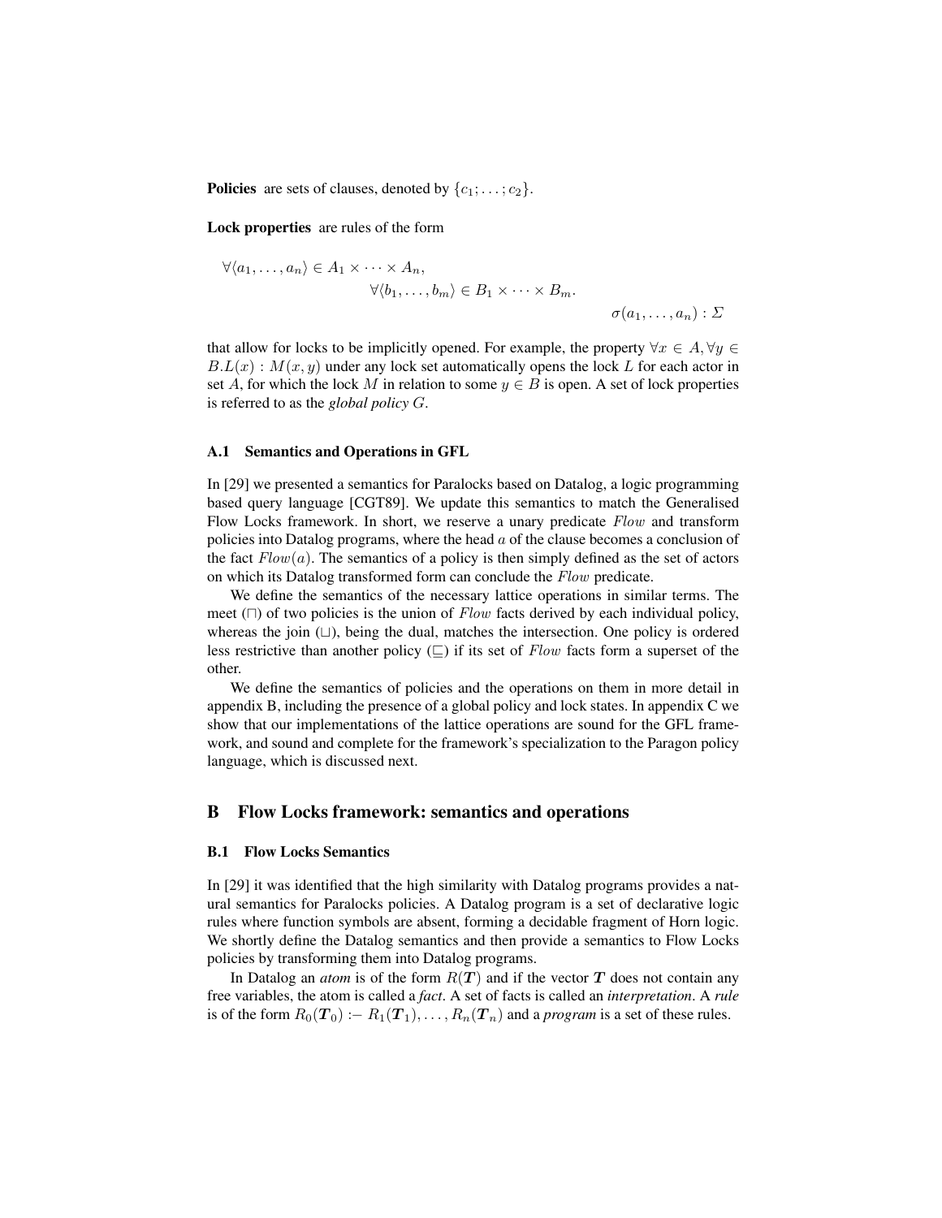**Policies** are sets of clauses, denoted by $\{c_1; \ldots; c_2\}$.

**Lock properties** are rules of the form

$$\forall \langle a_1, \ldots, a_n \rangle \in A_1 \times \cdots \times A_n, \quad \forall \langle b_1, \ldots, b_m \rangle \in B_1 \times \cdots \times B_m. \quad \sigma(a_1, \ldots, a_n) : \Sigma$$

that allow for locks to be implicitly opened. For example, the property $\forall x \in A, \forall y \in B.L(x) : M(x, y)$ under any lock set automatically opens the lock $L$ for each actor in set $A$, for which the lock $M$ in relation to some $y \in B$ is open. A set of lock properties is referred to as the *global policy* $G$.

### A.1 Semantics and Operations in GFL

In [29] we presented a semantics for Paralocks based on Datalog, a logic programming based query language [CGT89]. We update this semantics to match the Generalised Flow Locks framework. In short, we reserve a unary predicate $Flow$ and transform policies into Datalog programs, where the head $a$ of the clause becomes a conclusion of the fact $Flow(a)$. The semantics of a policy is then simply defined as the set of actors on which its Datalog transformed form can conclude the $Flow$ predicate.

We define the semantics of the necessary lattice operations in similar terms. The meet ($\sqcap$) of two policies is the union of $Flow$ facts derived by each individual policy, whereas the join ($\sqcup$), being the dual, matches the intersection. One policy is ordered less restrictive than another policy ($\sqsubseteq$) if its set of $Flow$ facts form a superset of the other.

We define the semantics of policies and the operations on them in more detail in appendix B, including the presence of a global policy and lock states. In appendix C we show that our implementations of the lattice operations are sound for the GFL framework, and sound and complete for the framework's specialization to the Paragon policy language, which is discussed next.

## B Flow Locks framework: semantics and operations

### B.1 Flow Locks Semantics

In [29] it was identified that the high similarity with Datalog programs provides a natural semantics for Paralocks policies. A Datalog program is a set of declarative logic rules where function symbols are absent, forming a decidable fragment of Horn logic. We shortly define the Datalog semantics and then provide a semantics to Flow Locks policies by transforming them into Datalog programs.

In Datalog an *atom* is of the form $R(\boldsymbol{T})$ and if the vector $\boldsymbol{T}$ does not contain any free variables, the atom is called a *fact*. A set of facts is called an *interpretation*. A *rule* is of the form $R_0(\boldsymbol{T}_0) \coloneq R_1(\boldsymbol{T}_1), \ldots, R_n(\boldsymbol{T}_n)$ and a *program* is a set of these rules.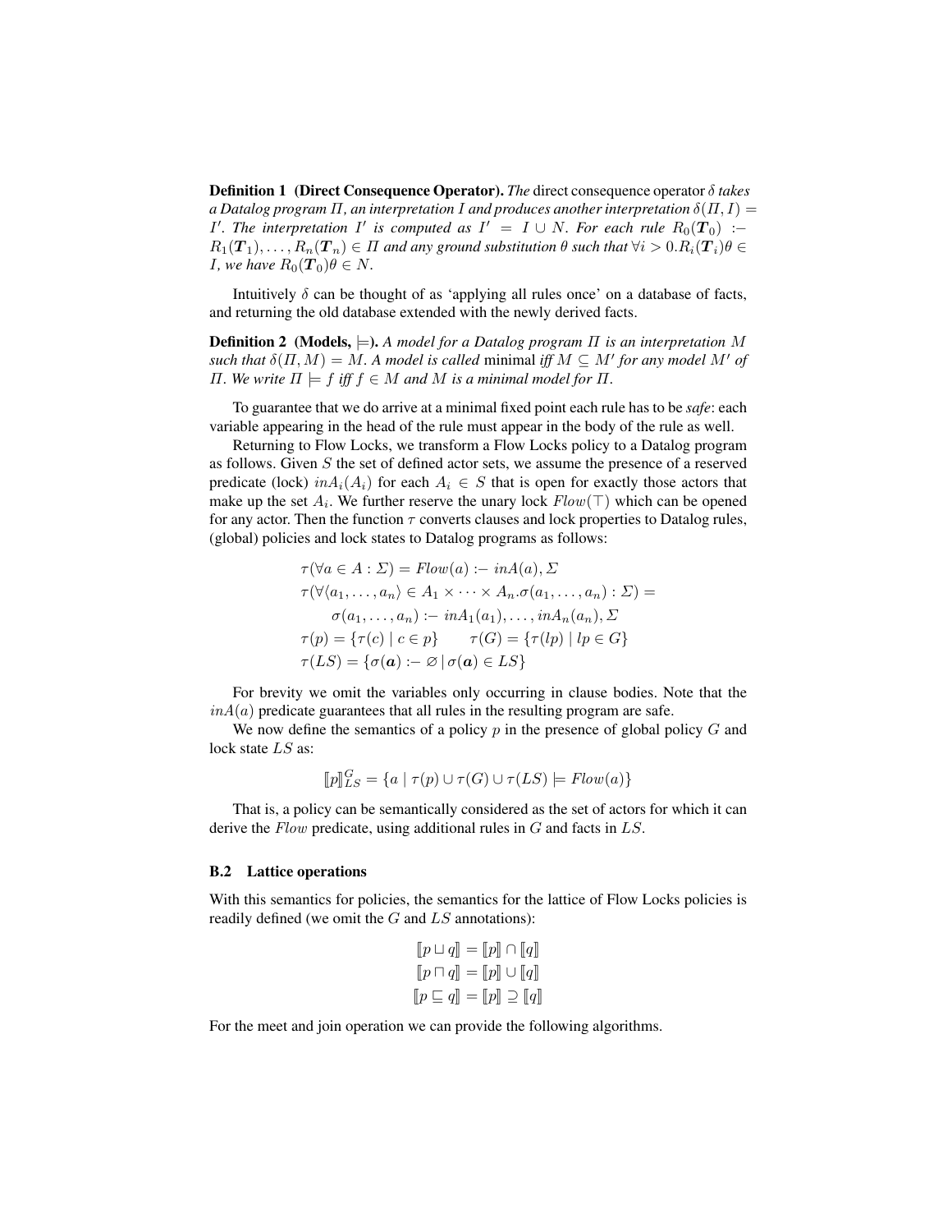**Definition 1 (Direct Consequence Operator).** *The* direct consequence operator $\delta$ *takes a Datalog program $\Pi$, an interpretation $I$ and produces another interpretation $\delta(\Pi, I) = I'$. The interpretation $I'$ is computed as $I' = I \cup N$. For each rule $R_0(\boldsymbol{T}_0)$ :− $R_1(\boldsymbol{T}_1), \ldots, R_n(\boldsymbol{T}_n) \in \Pi$ and any ground substitution $\theta$ such that $\forall i > 0. R_i(\boldsymbol{T}_i)\theta \in I$, we have $R_0(\boldsymbol{T}_0)\theta \in N$.*

Intuitively $\delta$ can be thought of as 'applying all rules once' on a database of facts, and returning the old database extended with the newly derived facts.

**Definition 2 (Models, $\models$).** *A model for a Datalog program $\Pi$ is an interpretation $M$ such that $\delta(\Pi, M) = M$. A model is called* minimal *iff $M \subseteq M'$ for any model $M'$ of $\Pi$. We write $\Pi \models f$ iff $f \in M$ and $M$ is a minimal model for $\Pi$.*

To guarantee that we do arrive at a minimal fixed point each rule has to be *safe*: each variable appearing in the head of the rule must appear in the body of the rule as well.

Returning to Flow Locks, we transform a Flow Locks policy to a Datalog program as follows. Given $S$ the set of defined actor sets, we assume the presence of a reserved predicate (lock) $inA_i(A_i)$ for each $A_i \in S$ that is open for exactly those actors that make up the set $A_i$. We further reserve the unary lock $Flow(\top)$ which can be opened for any actor. Then the function $\tau$ converts clauses and lock properties to Datalog rules, (global) policies and lock states to Datalog programs as follows:

$$
\begin{aligned}
&\tau(\forall a \in A : \Sigma) = Flow(a) :- \; inA(a), \Sigma \\
&\tau(\forall \langle a_1, \ldots, a_n \rangle \in A_1 \times \cdots \times A_n . \sigma(a_1, \ldots, a_n) : \Sigma) = \\
&\qquad \sigma(a_1, \ldots, a_n) :- \; inA_1(a_1), \ldots, inA_n(a_n), \Sigma \\
&\tau(p) = \{\tau(c) \mid c \in p\} \qquad \tau(G) = \{\tau(lp) \mid lp \in G\} \\
&\tau(LS) = \{\sigma(\boldsymbol{a}) :- \varnothing \mid \sigma(\boldsymbol{a}) \in LS\}
\end{aligned}
$$

For brevity we omit the variables only occurring in clause bodies. Note that the $inA(a)$ predicate guarantees that all rules in the resulting program are safe.

We now define the semantics of a policy $p$ in the presence of global policy $G$ and lock state $LS$ as:

$$
[\![p]\!]^G_{LS} = \{a \mid \tau(p) \cup \tau(G) \cup \tau(LS) \models Flow(a)\}
$$

That is, a policy can be semantically considered as the set of actors for which it can derive the $Flow$ predicate, using additional rules in $G$ and facts in $LS$.

### B.2 Lattice operations

With this semantics for policies, the semantics for the lattice of Flow Locks policies is readily defined (we omit the $G$ and $LS$ annotations):

$$
\begin{aligned}
[\![p \sqcup q]\!] &= [\![p]\!] \cap [\![q]\!] \\
[\![p \sqcap q]\!] &= [\![p]\!] \cup [\![q]\!] \\
[\![p \sqsubseteq q]\!] &= [\![p]\!] \supseteq [\![q]\!]
\end{aligned}
$$

For the meet and join operation we can provide the following algorithms.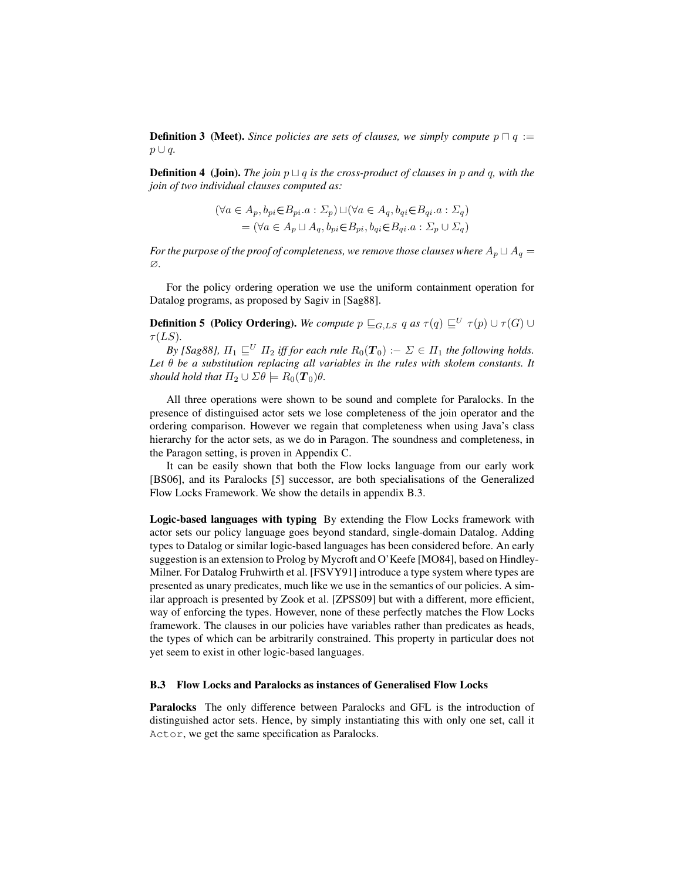**Definition 3 (Meet).** *Since policies are sets of clauses, we simply compute $p \sqcap q := p \cup q$.*

**Definition 4 (Join).** *The join $p \sqcup q$ is the cross-product of clauses in $p$ and $q$, with the join of two individual clauses computed as:*

$$(\forall a \in A_p, b_{pi} \in B_{pi}.a : \Sigma_p) \sqcup (\forall a \in A_q, b_{qi} \in B_{qi}.a : \Sigma_q)$$
$$= (\forall a \in A_p \sqcup A_q, b_{pi} \in B_{pi}, b_{qi} \in B_{qi}.a : \Sigma_p \cup \Sigma_q)$$

*For the purpose of the proof of completeness, we remove those clauses where $A_p \sqcup A_q = \varnothing$.*

For the policy ordering operation we use the uniform containment operation for Datalog programs, as proposed by Sagiv in [Sag88].

**Definition 5 (Policy Ordering).** *We compute $p \sqsubseteq_{G,LS} q$ as $\tau(q) \sqsubseteq^U \tau(p) \cup \tau(G) \cup \tau(LS)$.*

*By [Sag88], $\Pi_1 \sqsubseteq^U \Pi_2$ iff for each rule $R_0(\boldsymbol{T}_0) :- \Sigma \in \Pi_1$ the following holds. Let $\theta$ be a substitution replacing all variables in the rules with skolem constants. It should hold that $\Pi_2 \cup \Sigma\theta \models R_0(\boldsymbol{T}_0)\theta$.*

All three operations were shown to be sound and complete for Paralocks. In the presence of distinguised actor sets we lose completeness of the join operator and the ordering comparison. However we regain that completeness when using Java's class hierarchy for the actor sets, as we do in Paragon. The soundness and completeness, in the Paragon setting, is proven in Appendix C.

It can be easily shown that both the Flow locks language from our early work [BS06], and its Paralocks [5] successor, are both specialisations of the Generalized Flow Locks Framework. We show the details in appendix B.3.

**Logic-based languages with typing** By extending the Flow Locks framework with actor sets our policy language goes beyond standard, single-domain Datalog. Adding types to Datalog or similar logic-based languages has been considered before. An early suggestion is an extension to Prolog by Mycroft and O'Keefe [MO84], based on Hindley-Milner. For Datalog Fruhwirth et al. [FSVY91] introduce a type system where types are presented as unary predicates, much like we use in the semantics of our policies. A similar approach is presented by Zook et al. [ZPSS09] but with a different, more efficient, way of enforcing the types. However, none of these perfectly matches the Flow Locks framework. The clauses in our policies have variables rather than predicates as heads, the types of which can be arbitrarily constrained. This property in particular does not yet seem to exist in other logic-based languages.

### B.3 Flow Locks and Paralocks as instances of Generalised Flow Locks

**Paralocks** The only difference between Paralocks and GFL is the introduction of distinguished actor sets. Hence, by simply instantiating this with only one set, call it `Actor`, we get the same specification as Paralocks.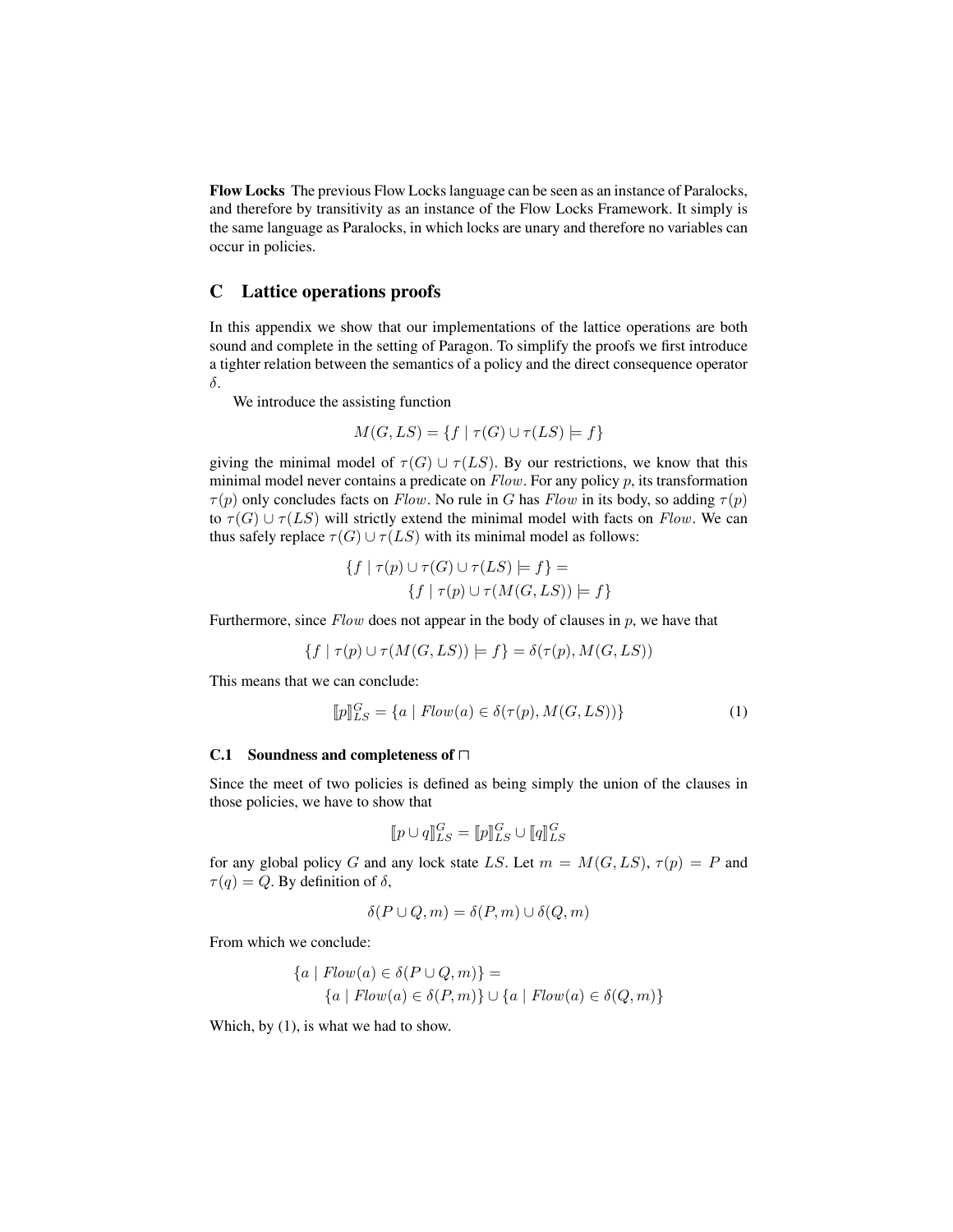**Flow Locks** The previous Flow Locks language can be seen as an instance of Paralocks, and therefore by transitivity as an instance of the Flow Locks Framework. It simply is the same language as Paralocks, in which locks are unary and therefore no variables can occur in policies.

## C Lattice operations proofs

In this appendix we show that our implementations of the lattice operations are both sound and complete in the setting of Paragon. To simplify the proofs we first introduce a tighter relation between the semantics of a policy and the direct consequence operator $\delta$.

We introduce the assisting function

$$M(G, LS) = \{f \mid \tau(G) \cup \tau(LS) \models f\}$$

giving the minimal model of $\tau(G) \cup \tau(LS)$. By our restrictions, we know that this minimal model never contains a predicate on $\mathit{Flow}$. For any policy $p$, its transformation $\tau(p)$ only concludes facts on $\mathit{Flow}$. No rule in $G$ has $\mathit{Flow}$ in its body, so adding $\tau(p)$ to $\tau(G) \cup \tau(LS)$ will strictly extend the minimal model with facts on $\mathit{Flow}$. We can thus safely replace $\tau(G) \cup \tau(LS)$ with its minimal model as follows:

$$\begin{aligned}\{f \mid \tau(p) \cup \tau(G) \cup \tau(LS) \models f\} &= \\ &\{f \mid \tau(p) \cup \tau(M(G, LS)) \models f\}\end{aligned}$$

Furthermore, since $\mathit{Flow}$ does not appear in the body of clauses in $p$, we have that

$$\{f \mid \tau(p) \cup \tau(M(G, LS)) \models f\} = \delta(\tau(p), M(G, LS))$$

This means that we can conclude:

$$[\![p]\!]^G_{LS} = \{a \mid \mathit{Flow}(a) \in \delta(\tau(p), M(G, LS))\} \tag{1}$$

### C.1 Soundness and completeness of $\sqcap$

Since the meet of two policies is defined as being simply the union of the clauses in those policies, we have to show that

$$[\![p \cup q]\!]^G_{LS} = [\![p]\!]^G_{LS} \cup [\![q]\!]^G_{LS}$$

for any global policy $G$ and any lock state $LS$. Let $m = M(G, LS)$, $\tau(p) = P$ and $\tau(q) = Q$. By definition of $\delta$,

$$\delta(P \cup Q, m) = \delta(P, m) \cup \delta(Q, m)$$

From which we conclude:

$$\begin{aligned}\{a \mid \mathit{Flow}(a) \in \delta(P \cup Q, m)\} &= \\ &\{a \mid \mathit{Flow}(a) \in \delta(P, m)\} \cup \{a \mid \mathit{Flow}(a) \in \delta(Q, m)\}\end{aligned}$$

Which, by (1), is what we had to show.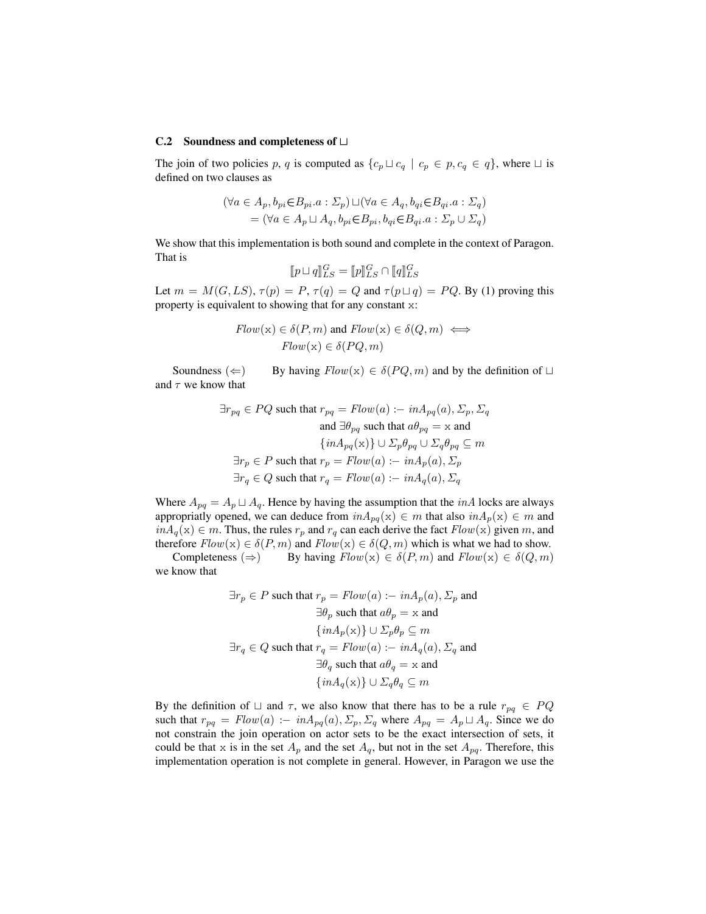### C.2 Soundness and completeness of $\sqcup$

The join of two policies $p$, $q$ is computed as $\{c_p \sqcup c_q \mid c_p \in p, c_q \in q\}$, where $\sqcup$ is defined on two clauses as

$$(\forall a \in A_p, b_{pi} {\in} B_{pi}.a : \Sigma_p) \sqcup (\forall a \in A_q, b_{qi} {\in} B_{qi}.a : \Sigma_q)$$
$$= (\forall a \in A_p \sqcup A_q, b_{pi} {\in} B_{pi}, b_{qi} {\in} B_{qi}.a : \Sigma_p \cup \Sigma_q)$$

We show that this implementation is both sound and complete in the context of Paragon. That is

$$[\![p \sqcup q]\!]^G_{LS} = [\![p]\!]^G_{LS} \cap [\![q]\!]^G_{LS}$$

Let $m = M(G, LS)$, $\tau(p) = P$, $\tau(q) = Q$ and $\tau(p \sqcup q) = PQ$. By (1) proving this property is equivalent to showing that for any constant $\mathtt{x}$:

$$\mathit{Flow}(\mathtt{x}) \in \delta(P, m) \text{ and } \mathit{Flow}(\mathtt{x}) \in \delta(Q, m) \iff$$
$$\mathit{Flow}(\mathtt{x}) \in \delta(PQ, m)$$

Soundness ($\Leftarrow$) By having $\mathit{Flow}(\mathtt{x}) \in \delta(PQ, m)$ and by the definition of $\sqcup$ and $\tau$ we know that

$$\exists r_{pq} \in PQ \text{ such that } r_{pq} = \mathit{Flow}(a) \coloneq \mathit{inA}_{pq}(a), \Sigma_p, \Sigma_q$$
$$\text{and } \exists \theta_{pq} \text{ such that } a\theta_{pq} = \mathtt{x} \text{ and}$$
$$\{\mathit{inA}_{pq}(\mathtt{x})\} \cup \Sigma_p\theta_{pq} \cup \Sigma_q\theta_{pq} \subseteq m$$
$$\exists r_p \in P \text{ such that } r_p = \mathit{Flow}(a) \coloneq \mathit{inA}_p(a), \Sigma_p$$
$$\exists r_q \in Q \text{ such that } r_q = \mathit{Flow}(a) \coloneq \mathit{inA}_q(a), \Sigma_q$$

Where $A_{pq} = A_p \sqcup A_q$. Hence by having the assumption that the $\mathit{inA}$ locks are always appropriatly opened, we can deduce from $\mathit{inA}_{pq}(\mathtt{x}) \in m$ that also $\mathit{inA}_p(\mathtt{x}) \in m$ and $\mathit{inA}_q(\mathtt{x}) \in m$. Thus, the rules $r_p$ and $r_q$ can each derive the fact $\mathit{Flow}(\mathtt{x})$ given $m$, and therefore $\mathit{Flow}(\mathtt{x}) \in \delta(P, m)$ and $\mathit{Flow}(\mathtt{x}) \in \delta(Q, m)$ which is what we had to show.

Completeness ($\Rightarrow$) By having $\mathit{Flow}(\mathtt{x}) \in \delta(P, m)$ and $\mathit{Flow}(\mathtt{x}) \in \delta(Q, m)$ we know that

$$\exists r_p \in P \text{ such that } r_p = \mathit{Flow}(a) \coloneq \mathit{inA}_p(a), \Sigma_p \text{ and}$$
$$\exists \theta_p \text{ such that } a\theta_p = \mathtt{x} \text{ and}$$
$$\{\mathit{inA}_p(\mathtt{x})\} \cup \Sigma_p\theta_p \subseteq m$$
$$\exists r_q \in Q \text{ such that } r_q = \mathit{Flow}(a) \coloneq \mathit{inA}_q(a), \Sigma_q \text{ and}$$
$$\exists \theta_q \text{ such that } a\theta_q = \mathtt{x} \text{ and}$$
$$\{\mathit{inA}_q(\mathtt{x})\} \cup \Sigma_q\theta_q \subseteq m$$

By the definition of $\sqcup$ and $\tau$, we also know that there has to be a rule $r_{pq} \in PQ$ such that $r_{pq} = \mathit{Flow}(a) \coloneq \mathit{inA}_{pq}(a), \Sigma_p, \Sigma_q$ where $A_{pq} = A_p \sqcup A_q$. Since we do not constrain the join operation on actor sets to be the exact intersection of sets, it could be that $\mathtt{x}$ is in the set $A_p$ and the set $A_q$, but not in the set $A_{pq}$. Therefore, this implementation operation is not complete in general. However, in Paragon we use the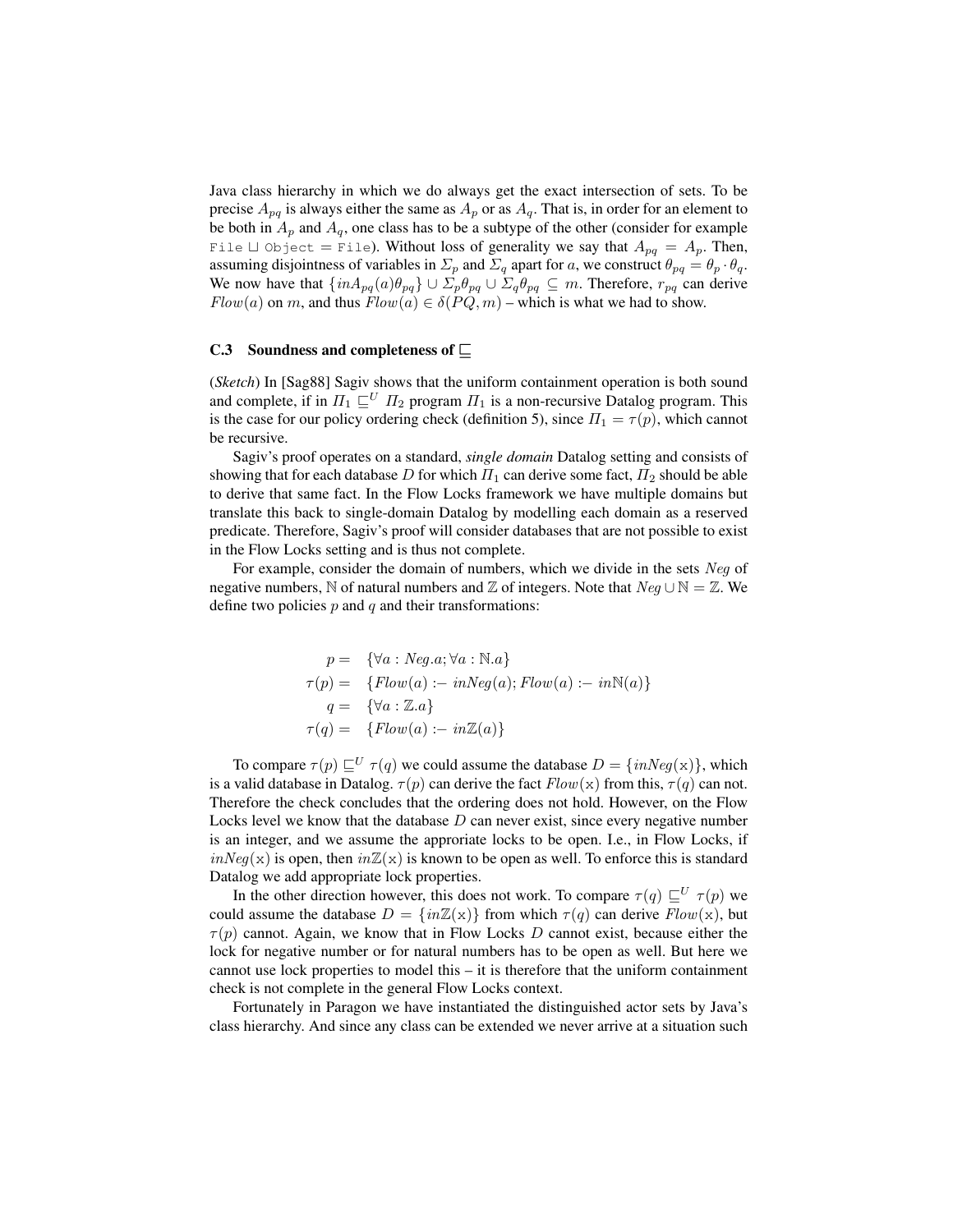Java class hierarchy in which we do always get the exact intersection of sets. To be precise $A_{pq}$ is always either the same as $A_p$ or as $A_q$. That is, in order for an element to be both in $A_p$ and $A_q$, one class has to be a subtype of the other (consider for example `File` $\sqcup$ `Object` = `File`). Without loss of generality we say that $A_{pq} = A_p$. Then, assuming disjointness of variables in $\Sigma_p$ and $\Sigma_q$ apart for $a$, we construct $\theta_{pq} = \theta_p \cdot \theta_q$. We now have that $\{inA_{pq}(a)\theta_{pq}\} \cup \Sigma_p\theta_{pq} \cup \Sigma_q\theta_{pq} \subseteq m$. Therefore, $r_{pq}$ can derive $Flow(a)$ on $m$, and thus $Flow(a) \in \delta(PQ, m)$ – which is what we had to show.

### C.3 Soundness and completeness of $\sqsubseteq$

(*Sketch*) In [Sag88] Sagiv shows that the uniform containment operation is both sound and complete, if in $\Pi_1 \sqsubseteq^U \Pi_2$ program $\Pi_1$ is a non-recursive Datalog program. This is the case for our policy ordering check (definition 5), since $\Pi_1 = \tau(p)$, which cannot be recursive.

Sagiv's proof operates on a standard, *single domain* Datalog setting and consists of showing that for each database $D$ for which $\Pi_1$ can derive some fact, $\Pi_2$ should be able to derive that same fact. In the Flow Locks framework we have multiple domains but translate this back to single-domain Datalog by modelling each domain as a reserved predicate. Therefore, Sagiv's proof will consider databases that are not possible to exist in the Flow Locks setting and is thus not complete.

For example, consider the domain of numbers, which we divide in the sets $Neg$ of negative numbers, $\mathbb{N}$ of natural numbers and $\mathbb{Z}$ of integers. Note that $Neg \cup \mathbb{N} = \mathbb{Z}$. We define two policies $p$ and $q$ and their transformations:

$$
\begin{aligned}
p =\ & \{\forall a : Neg.a; \forall a : \mathbb{N}.a\} \\
\tau(p) =\ & \{Flow(a) :\!-\ inNeg(a); Flow(a) :\!-\ in\mathbb{N}(a)\} \\
q =\ & \{\forall a : \mathbb{Z}.a\} \\
\tau(q) =\ & \{Flow(a) :\!-\ in\mathbb{Z}(a)\}
\end{aligned}
$$

To compare $\tau(p) \sqsubseteq^U \tau(q)$ we could assume the database $D = \{inNeg(\mathtt{x})\}$, which is a valid database in Datalog. $\tau(p)$ can derive the fact $Flow(\mathtt{x})$ from this, $\tau(q)$ can not. Therefore the check concludes that the ordering does not hold. However, on the Flow Locks level we know that the database $D$ can never exist, since every negative number is an integer, and we assume the approriate locks to be open. I.e., in Flow Locks, if $inNeg(\mathtt{x})$ is open, then $in\mathbb{Z}(\mathtt{x})$ is known to be open as well. To enforce this is standard Datalog we add appropriate lock properties.

In the other direction however, this does not work. To compare $\tau(q) \sqsubseteq^U \tau(p)$ we could assume the database $D = \{in\mathbb{Z}(\mathtt{x})\}$ from which $\tau(q)$ can derive $Flow(\mathtt{x})$, but $\tau(p)$ cannot. Again, we know that in Flow Locks $D$ cannot exist, because either the lock for negative number or for natural numbers has to be open as well. But here we cannot use lock properties to model this – it is therefore that the uniform containment check is not complete in the general Flow Locks context.

Fortunately in Paragon we have instantiated the distinguished actor sets by Java's class hierarchy. And since any class can be extended we never arrive at a situation such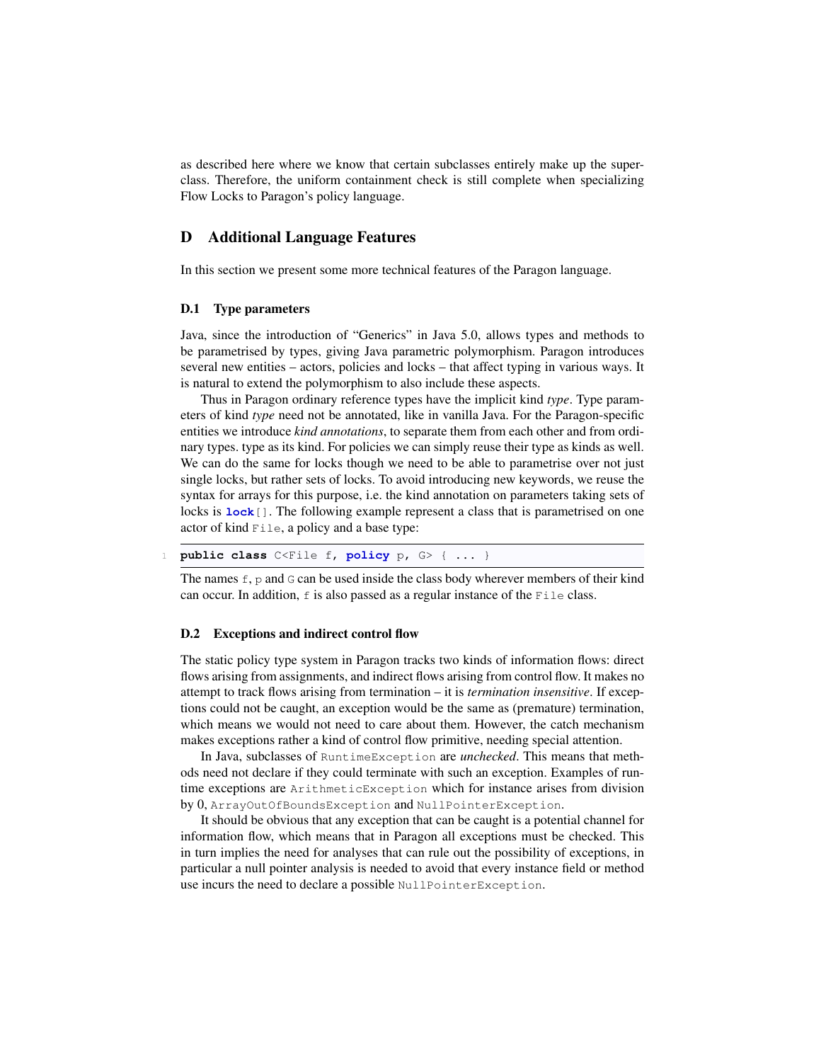as described here where we know that certain subclasses entirely make up the superclass. Therefore, the uniform containment check is still complete when specializing Flow Locks to Paragon's policy language.

## D Additional Language Features

In this section we present some more technical features of the Paragon language.

### D.1 Type parameters

Java, since the introduction of "Generics" in Java 5.0, allows types and methods to be parametrised by types, giving Java parametric polymorphism. Paragon introduces several new entities – actors, policies and locks – that affect typing in various ways. It is natural to extend the polymorphism to also include these aspects.

Thus in Paragon ordinary reference types have the implicit kind *type*. Type parameters of kind *type* need not be annotated, like in vanilla Java. For the Paragon-specific entities we introduce *kind annotations*, to separate them from each other and from ordinary types. type as its kind. For policies we can simply reuse their type as kinds as well. We can do the same for locks though we need to be able to parametrise over not just single locks, but rather sets of locks. To avoid introducing new keywords, we reuse the syntax for arrays for this purpose, i.e. the kind annotation on parameters taking sets of locks is `lock[]`. The following example represent a class that is parametrised on one actor of kind `File`, a policy and a base type:

```
public class C<File f, policy p, G> { ... }
```

The names `f`, `p` and `G` can be used inside the class body wherever members of their kind can occur. In addition, `f` is also passed as a regular instance of the `File` class.

### D.2 Exceptions and indirect control flow

The static policy type system in Paragon tracks two kinds of information flows: direct flows arising from assignments, and indirect flows arising from control flow. It makes no attempt to track flows arising from termination – it is *termination insensitive*. If exceptions could not be caught, an exception would be the same as (premature) termination, which means we would not need to care about them. However, the catch mechanism makes exceptions rather a kind of control flow primitive, needing special attention.

In Java, subclasses of `RuntimeException` are *unchecked*. This means that methods need not declare if they could terminate with such an exception. Examples of runtime exceptions are `ArithmeticException` which for instance arises from division by 0, `ArrayOutOfBoundsException` and `NullPointerException`.

It should be obvious that any exception that can be caught is a potential channel for information flow, which means that in Paragon all exceptions must be checked. This in turn implies the need for analyses that can rule out the possibility of exceptions, in particular a null pointer analysis is needed to avoid that every instance field or method use incurs the need to declare a possible `NullPointerException`.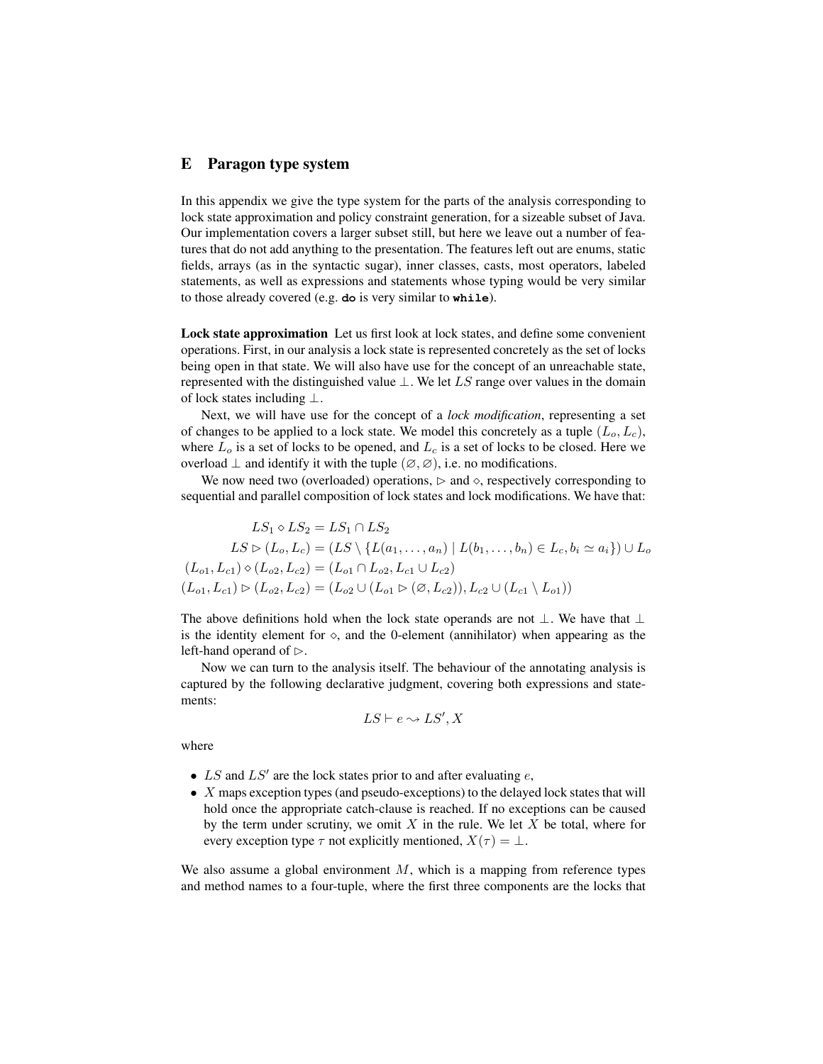## E Paragon type system

In this appendix we give the type system for the parts of the analysis corresponding to lock state approximation and policy constraint generation, for a sizeable subset of Java. Our implementation covers a larger subset still, but here we leave out a number of features that do not add anything to the presentation. The features left out are enums, static fields, arrays (as in the syntactic sugar), inner classes, casts, most operators, labeled statements, as well as expressions and statements whose typing would be very similar to those already covered (e.g. **`do`** is very similar to **`while`**).

**Lock state approximation** Let us first look at lock states, and define some convenient operations. First, in our analysis a lock state is represented concretely as the set of locks being open in that state. We will also have use for the concept of an unreachable state, represented with the distinguished value $\bot$. We let $LS$ range over values in the domain of lock states including $\bot$.

Next, we will have use for the concept of a *lock modification*, representing a set of changes to be applied to a lock state. We model this concretely as a tuple $(L_o, L_c)$, where $L_o$ is a set of locks to be opened, and $L_c$ is a set of locks to be closed. Here we overload $\bot$ and identify it with the tuple $(\varnothing, \varnothing)$, i.e. no modifications.

We now need two (overloaded) operations, $\triangleright$ and $\diamond$, respectively corresponding to sequential and parallel composition of lock states and lock modifications. We have that:

$$
\begin{aligned}
LS_1 \diamond LS_2 &= LS_1 \cap LS_2 \\
LS \triangleright (L_o, L_c) &= (LS \setminus \{L(a_1, \ldots, a_n) \mid L(b_1, \ldots, b_n) \in L_c, b_i \simeq a_i\}) \cup L_o \\
(L_{o1}, L_{c1}) \diamond (L_{o2}, L_{c2}) &= (L_{o1} \cap L_{o2}, L_{c1} \cup L_{c2}) \\
(L_{o1}, L_{c1}) \triangleright (L_{o2}, L_{c2}) &= (L_{o2} \cup (L_{o1} \triangleright (\varnothing, L_{c2})), L_{c2} \cup (L_{c1} \setminus L_{o1}))
\end{aligned}
$$

The above definitions hold when the lock state operands are not $\bot$. We have that $\bot$ is the identity element for $\diamond$, and the 0-element (annihilator) when appearing as the left-hand operand of $\triangleright$.

Now we can turn to the analysis itself. The behaviour of the annotating analysis is captured by the following declarative judgment, covering both expressions and statements:

$$LS \vdash e \rightsquigarrow LS', X$$

where

- $LS$ and $LS'$ are the lock states prior to and after evaluating $e$,
- $X$ maps exception types (and pseudo-exceptions) to the delayed lock states that will hold once the appropriate catch-clause is reached. If no exceptions can be caused by the term under scrutiny, we omit $X$ in the rule. We let $X$ be total, where for every exception type $\tau$ not explicitly mentioned, $X(\tau) = \bot$.

We also assume a global environment $M$, which is a mapping from reference types and method names to a four-tuple, where the first three components are the locks that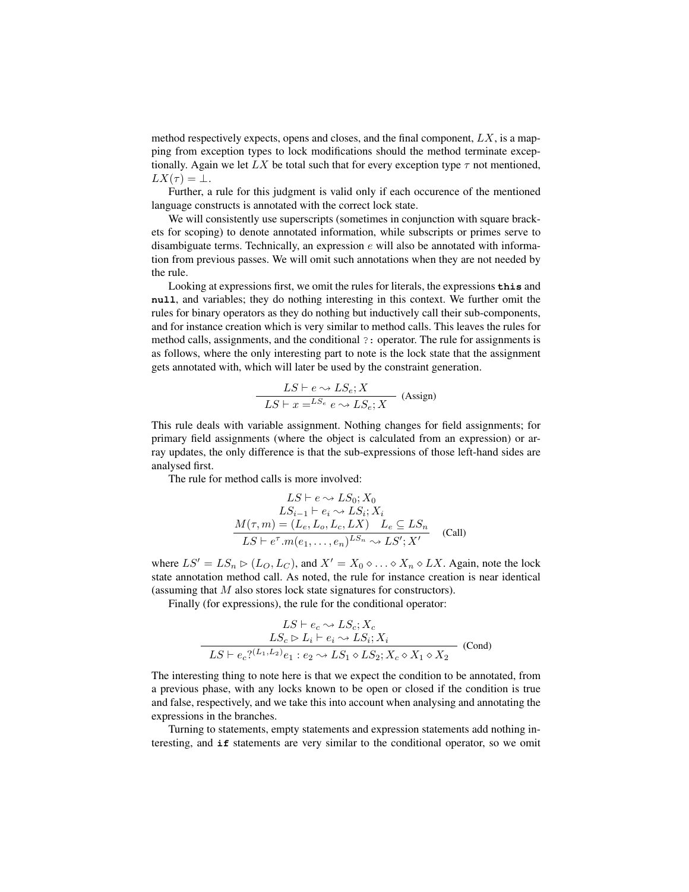method respectively expects, opens and closes, and the final component, $LX$, is a mapping from exception types to lock modifications should the method terminate exceptionally. Again we let $LX$ be total such that for every exception type $\tau$ not mentioned, $LX(\tau) = \bot$.

Further, a rule for this judgment is valid only if each occurence of the mentioned language constructs is annotated with the correct lock state.

We will consistently use superscripts (sometimes in conjunction with square brackets for scoping) to denote annotated information, while subscripts or primes serve to disambiguate terms. Technically, an expression $e$ will also be annotated with information from previous passes. We will omit such annotations when they are not needed by the rule.

Looking at expressions first, we omit the rules for literals, the expressions **this** and **null**, and variables; they do nothing interesting in this context. We further omit the rules for binary operators as they do nothing but inductively call their sub-components, and for instance creation which is very similar to method calls. This leaves the rules for method calls, assignments, and the conditional `?:` operator. The rule for assignments is as follows, where the only interesting part to note is the lock state that the assignment gets annotated with, which will later be used by the constraint generation.

$$\frac{LS \vdash e \leadsto LS_e; X}{LS \vdash x =^{LS_e} e \leadsto LS_e; X} \text{ (Assign)}$$

This rule deals with variable assignment. Nothing changes for field assignments; for primary field assignments (where the object is calculated from an expression) or array updates, the only difference is that the sub-expressions of those left-hand sides are analysed first.

The rule for method calls is more involved:

$$\frac{\begin{array}{c} LS \vdash e \leadsto LS_0; X_0 \\ LS_{i-1} \vdash e_i \leadsto LS_i; X_i \\ M(\tau, m) = (L_e, L_o, L_c, LX) \quad L_e \subseteq LS_n \end{array}}{LS \vdash e^{\tau}.m(e_1, \ldots, e_n)^{LS_n} \leadsto LS'; X'} \text{ (Call)}$$

where $LS' = LS_n \rhd (L_O, L_C)$, and $X' = X_0 \diamond \ldots \diamond X_n \diamond LX$. Again, note the lock state annotation method call. As noted, the rule for instance creation is near identical (assuming that $M$ also stores lock state signatures for constructors).

Finally (for expressions), the rule for the conditional operator:

$$\frac{\begin{array}{c} LS \vdash e_c \leadsto LS_c; X_c \\ LS_c \rhd L_i \vdash e_i \leadsto LS_i; X_i \end{array}}{LS \vdash e_c ?^{(L_1, L_2)} e_1 : e_2 \leadsto LS_1 \diamond LS_2; X_c \diamond X_1 \diamond X_2} \text{ (Cond)}$$

The interesting thing to note here is that we expect the condition to be annotated, from a previous phase, with any locks known to be open or closed if the condition is true and false, respectively, and we take this into account when analysing and annotating the expressions in the branches.

Turning to statements, empty statements and expression statements add nothing interesting, and **if** statements are very similar to the conditional operator, so we omit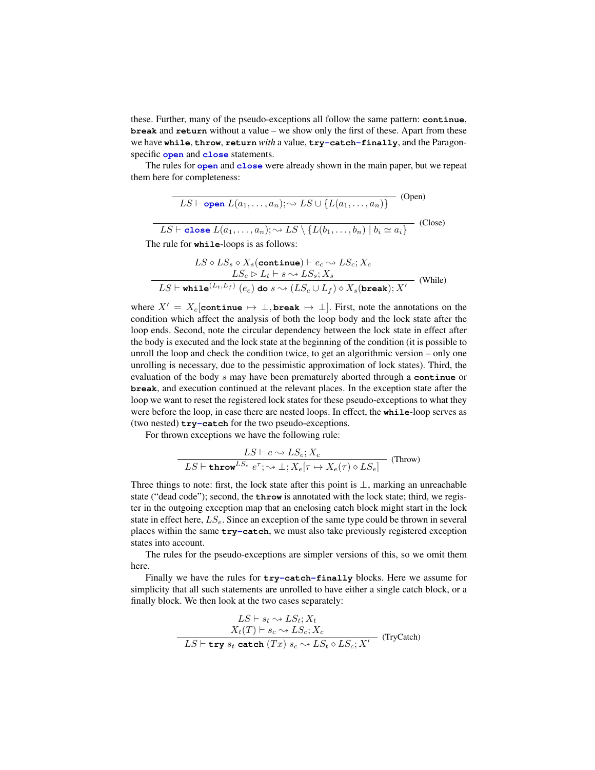these. Further, many of the pseudo-exceptions all follow the same pattern: **continue**, **break** and **return** without a value – we show only the first of these. Apart from these we have **while**, **throw**, **return** *with* a value, **try-catch-finally**, and the Paragon-specific **open** and **close** statements.

The rules for **open** and **close** were already shown in the main paper, but we repeat them here for completeness:

$$\frac{}{LS \vdash \textbf{open}\ L(a_1,\ldots,a_n); \rightsquigarrow LS \cup \{L(a_1,\ldots,a_n)\}}\ \text{(Open)}$$

$$\frac{}{LS \vdash \textbf{close}\ L(a_1,\ldots,a_n); \rightsquigarrow LS \setminus \{L(b_1,\ldots,b_n) \mid b_i \simeq a_i\}}\ \text{(Close)}$$

The rule for **while**-loops is as follows:

$$\frac{\begin{array}{c} LS \diamond LS_s \diamond X_s(\textbf{continue}) \vdash e_c \rightsquigarrow LS_c; X_c \\ LS_c \triangleright L_t \vdash s \rightsquigarrow LS_s; X_s \end{array}}{LS \vdash \textbf{while}^{(L_t,L_f)}\ (e_c)\ \textbf{do}\ s \rightsquigarrow (LS_c \cup L_f) \diamond X_s(\textbf{break}); X'}\ \text{(While)}$$

where $X' = X_c[\textbf{continue} \mapsto \bot, \textbf{break} \mapsto \bot]$. First, note the annotations on the condition which affect the analysis of both the loop body and the lock state after the loop ends. Second, note the circular dependency between the lock state in effect after the body is executed and the lock state at the beginning of the condition (it is possible to unroll the loop and check the condition twice, to get an algorithmic version – only one unrolling is necessary, due to the pessimistic approximation of lock states). Third, the evaluation of the body $s$ may have been prematurely aborted through a **continue** or **break**, and execution continued at the relevant places. In the exception state after the loop we want to reset the registered lock states for these pseudo-exceptions to what they were before the loop, in case there are nested loops. In effect, the **while**-loop serves as (two nested) **try-catch** for the two pseudo-exceptions.

For thrown exceptions we have the following rule:

$$\frac{LS \vdash e \rightsquigarrow LS_e; X_e}{LS \vdash \textbf{throw}^{LS_e}\ e^{\tau}; \rightsquigarrow \bot; X_e[\tau \mapsto X_e(\tau) \diamond LS_e]}\ \text{(Throw)}$$

Three things to note: first, the lock state after this point is $\bot$, marking an unreachable state ("dead code"); second, the **throw** is annotated with the lock state; third, we register in the outgoing exception map that an enclosing catch block might start in the lock state in effect here, $LS_e$. Since an exception of the same type could be thrown in several places within the same **try-catch**, we must also take previously registered exception states into account.

The rules for the pseudo-exceptions are simpler versions of this, so we omit them here.

Finally we have the rules for **try-catch-finally** blocks. Here we assume for simplicity that all such statements are unrolled to have either a single catch block, or a finally block. We then look at the two cases separately:

$$\frac{\begin{array}{c} LS \vdash s_t \rightsquigarrow LS_t; X_t \\ X_t(T) \vdash s_c \rightsquigarrow LS_c; X_c \end{array}}{LS \vdash \textbf{try}\ s_t\ \textbf{catch}\ (T x)\ s_c \rightsquigarrow LS_t \diamond LS_c; X'}\ \text{(TryCatch)}$$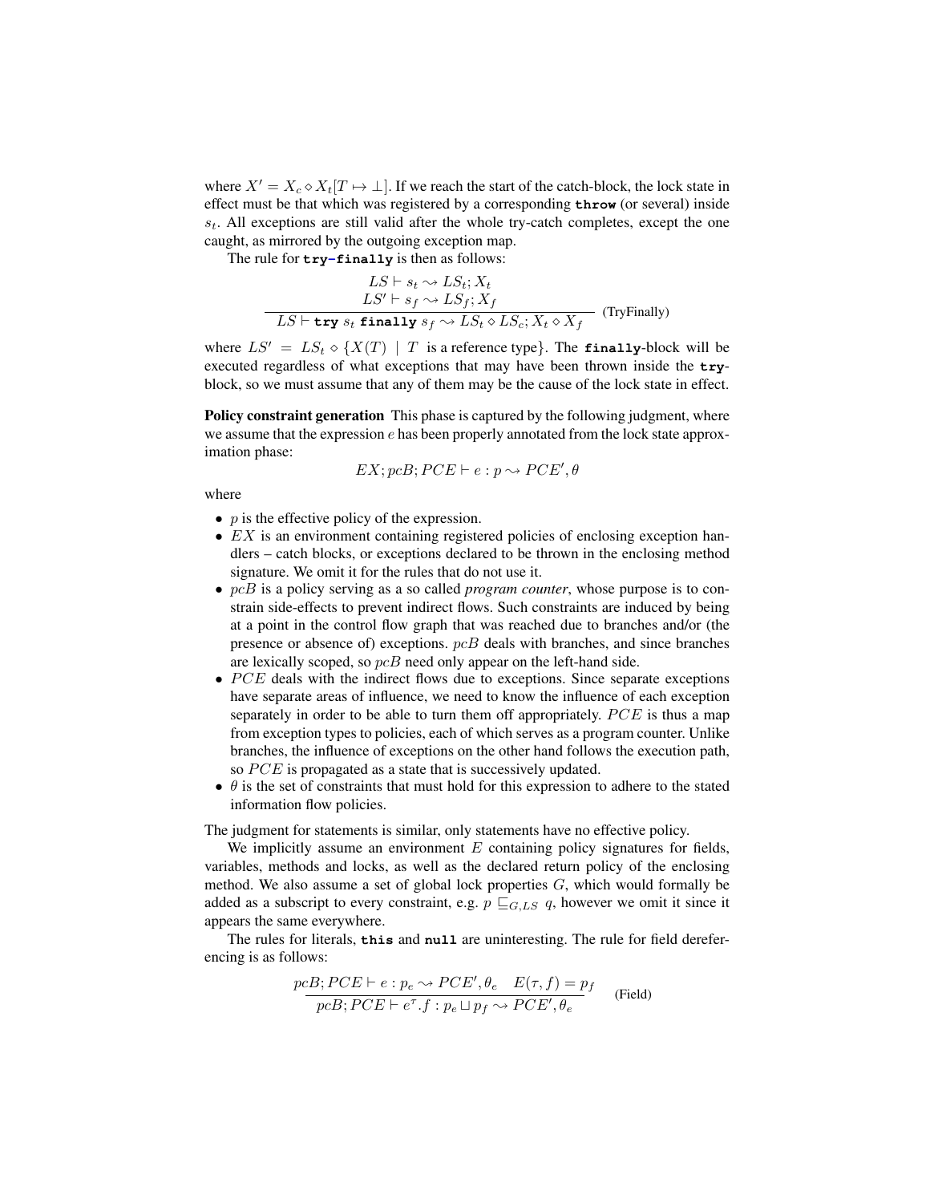where $X' = X_c \diamond X_t[T \mapsto \bot]$. If we reach the start of the catch-block, the lock state in effect must be that which was registered by a corresponding **throw** (or several) inside $s_t$. All exceptions are still valid after the whole try-catch completes, except the one caught, as mirrored by the outgoing exception map.

The rule for **try-finally** is then as follows:

$$\frac{\begin{array}{c} LS \vdash s_t \rightsquigarrow LS_t; X_t \\ LS' \vdash s_f \rightsquigarrow LS_f; X_f \end{array}}{LS \vdash \texttt{try}\ s_t\ \texttt{finally}\ s_f \rightsquigarrow LS_t \diamond LS_c; X_t \diamond X_f} \text{ (TryFinally)}$$

where $LS' = LS_t \diamond \{X(T) \mid T \text{ is a reference type}\}$. The **finally**-block will be executed regardless of what exceptions that may have been thrown inside the **try**-block, so we must assume that any of them may be the cause of the lock state in effect.

**Policy constraint generation** This phase is captured by the following judgment, where we assume that the expression $e$ has been properly annotated from the lock state approximation phase:

$$EX; pcB; PCE \vdash e : p \rightsquigarrow PCE', \theta$$

where

- $p$ is the effective policy of the expression.
- $EX$ is an environment containing registered policies of enclosing exception handlers – catch blocks, or exceptions declared to be thrown in the enclosing method signature. We omit it for the rules that do not use it.
- $pcB$ is a policy serving as a so called *program counter*, whose purpose is to constrain side-effects to prevent indirect flows. Such constraints are induced by being at a point in the control flow graph that was reached due to branches and/or (the presence or absence of) exceptions. $pcB$ deals with branches, and since branches are lexically scoped, so $pcB$ need only appear on the left-hand side.
- $PCE$ deals with the indirect flows due to exceptions. Since separate exceptions have separate areas of influence, we need to know the influence of each exception separately in order to be able to turn them off appropriately. $PCE$ is thus a map from exception types to policies, each of which serves as a program counter. Unlike branches, the influence of exceptions on the other hand follows the execution path, so $PCE$ is propagated as a state that is successively updated.
- $\theta$ is the set of constraints that must hold for this expression to adhere to the stated information flow policies.

The judgment for statements is similar, only statements have no effective policy.

We implicitly assume an environment $E$ containing policy signatures for fields, variables, methods and locks, as well as the declared return policy of the enclosing method. We also assume a set of global lock properties $G$, which would formally be added as a subscript to every constraint, e.g. $p \sqsubseteq_{G,LS} q$, however we omit it since it appears the same everywhere.

The rules for literals, **this** and **null** are uninteresting. The rule for field dereferencing is as follows:

$$\frac{pcB; PCE \vdash e : p_e \rightsquigarrow PCE', \theta_e \quad E(\tau, f) = p_f}{pcB; PCE \vdash e^{\tau}.f : p_e \sqcup p_f \rightsquigarrow PCE', \theta_e} \text{ (Field)}$$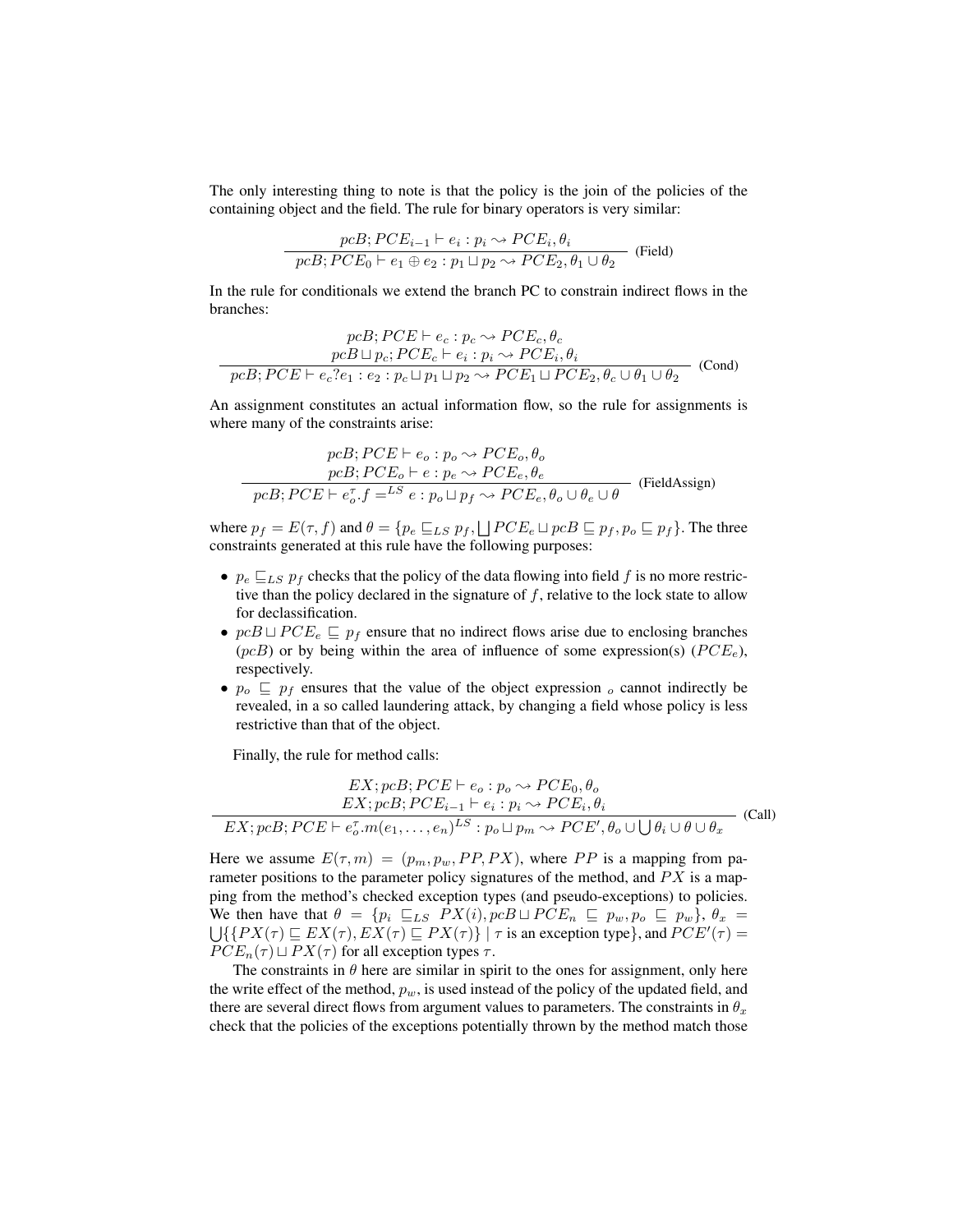The only interesting thing to note is that the policy is the join of the policies of the containing object and the field. The rule for binary operators is very similar:

$$\frac{pcB; PCE_{i-1} \vdash e_i : p_i \rightsquigarrow PCE_i, \theta_i}{pcB; PCE_0 \vdash e_1 \oplus e_2 : p_1 \sqcup p_2 \rightsquigarrow PCE_2, \theta_1 \cup \theta_2} \text{ (Field)}$$

In the rule for conditionals we extend the branch PC to constrain indirect flows in the branches:

$$\frac{\begin{array}{c} pcB; PCE \vdash e_c : p_c \rightsquigarrow PCE_c, \theta_c \\ pcB \sqcup p_c; PCE_c \vdash e_i : p_i \rightsquigarrow PCE_i, \theta_i \end{array}}{pcB; PCE \vdash e_c ? e_1 : e_2 : p_c \sqcup p_1 \sqcup p_2 \rightsquigarrow PCE_1 \sqcup PCE_2, \theta_c \cup \theta_1 \cup \theta_2} \text{ (Cond)}$$

An assignment constitutes an actual information flow, so the rule for assignments is where many of the constraints arise:

$$\frac{\begin{array}{c} pcB; PCE \vdash e_o : p_o \rightsquigarrow PCE_o, \theta_o \\ pcB; PCE_o \vdash e : p_e \rightsquigarrow PCE_e, \theta_e \end{array}}{pcB; PCE \vdash e_o^\tau.f =^{LS} e : p_o \sqcup p_f \rightsquigarrow PCE_e, \theta_o \cup \theta_e \cup \theta} \text{ (FieldAssign)}$$

where $p_f = E(\tau, f)$ and $\theta = \{p_e \sqsubseteq_{LS} p_f, \bigsqcup PCE_e \sqcup pcB \sqsubseteq p_f, p_o \sqsubseteq p_f\}$. The three constraints generated at this rule have the following purposes:

- $p_e \sqsubseteq_{LS} p_f$ checks that the policy of the data flowing into field $f$ is no more restrictive than the policy declared in the signature of $f$, relative to the lock state to allow for declassification.
- $pcB \sqcup PCE_e \sqsubseteq p_f$ ensure that no indirect flows arise due to enclosing branches ($pcB$) or by being within the area of influence of some expression(s) ($PCE_e$), respectively.
- $p_o \sqsubseteq p_f$ ensures that the value of the object expression $_o$ cannot indirectly be revealed, in a so called laundering attack, by changing a field whose policy is less restrictive than that of the object.

Finally, the rule for method calls:

$$\frac{\begin{array}{c} EX; pcB; PCE \vdash e_o : p_o \rightsquigarrow PCE_0, \theta_o \\ EX; pcB; PCE_{i-1} \vdash e_i : p_i \rightsquigarrow PCE_i, \theta_i \end{array}}{EX; pcB; PCE \vdash e_o^\tau.m(e_1, \ldots, e_n)^{LS} : p_o \sqcup p_m \rightsquigarrow PCE', \theta_o \cup \bigcup \theta_i \cup \theta \cup \theta_x} \text{ (Call)}$$

Here we assume $E(\tau, m) = (p_m, p_w, PP, PX)$, where $PP$ is a mapping from parameter positions to the parameter policy signatures of the method, and $PX$ is a mapping from the method's checked exception types (and pseudo-exceptions) to policies. We then have that $\theta = \{p_i \sqsubseteq_{LS} PX(i), pcB \sqcup PCE_n \sqsubseteq p_w, p_o \sqsubseteq p_w\}$, $\theta_x = \bigcup \{\{PX(\tau) \sqsubseteq EX(\tau), EX(\tau) \sqsubseteq PX(\tau)\} \mid \tau \text{ is an exception type}\}$, and $PCE'(\tau) = PCE_n(\tau) \sqcup PX(\tau)$ for all exception types $\tau$.

The constraints in $\theta$ here are similar in spirit to the ones for assignment, only here the write effect of the method, $p_w$, is used instead of the policy of the updated field, and there are several direct flows from argument values to parameters. The constraints in $\theta_x$ check that the policies of the exceptions potentially thrown by the method match those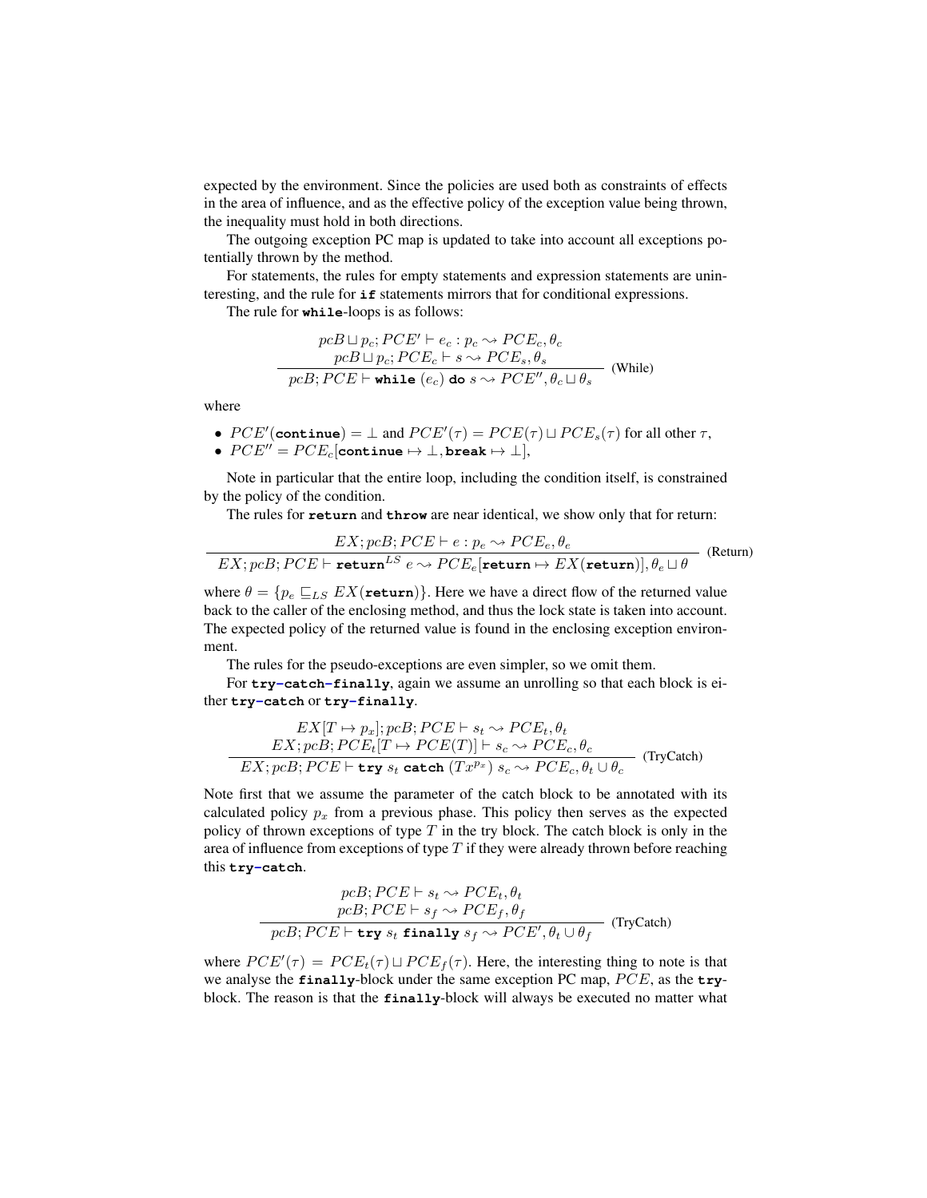expected by the environment. Since the policies are used both as constraints of effects in the area of influence, and as the effective policy of the exception value being thrown, the inequality must hold in both directions.

The outgoing exception PC map is updated to take into account all exceptions potentially thrown by the method.

For statements, the rules for empty statements and expression statements are uninteresting, and the rule for **if** statements mirrors that for conditional expressions.

The rule for **while**-loops is as follows:

$$\frac{\begin{array}{c} pcB \sqcup p_c; PCE' \vdash e_c : p_c \rightsquigarrow PCE_c, \theta_c \\ pcB \sqcup p_c; PCE_c \vdash s \rightsquigarrow PCE_s, \theta_s \end{array}}{pcB; PCE \vdash \mathbf{while}\ (e_c)\ \mathbf{do}\ s \rightsquigarrow PCE'', \theta_c \sqcup \theta_s} \text{ (While)}$$

where

- $PCE'(\mathbf{continue}) = \bot$ and $PCE'(\tau) = PCE(\tau) \sqcup PCE_s(\tau)$ for all other $\tau$,
- $PCE'' = PCE_c[\mathbf{continue} \mapsto \bot, \mathbf{break} \mapsto \bot]$,

Note in particular that the entire loop, including the condition itself, is constrained by the policy of the condition.

The rules for **return** and **throw** are near identical, we show only that for return:

$$\frac{EX; pcB; PCE \vdash e : p_e \rightsquigarrow PCE_e, \theta_e}{EX; pcB; PCE \vdash \mathbf{return}^{LS}\ e \rightsquigarrow PCE_e[\mathbf{return} \mapsto EX(\mathbf{return})], \theta_e \sqcup \theta} \text{ (Return)}$$

where $\theta = \{p_e \sqsubseteq_{LS} EX(\mathbf{return})\}$. Here we have a direct flow of the returned value back to the caller of the enclosing method, and thus the lock state is taken into account. The expected policy of the returned value is found in the enclosing exception environment.

The rules for the pseudo-exceptions are even simpler, so we omit them.

For **try-catch-finally**, again we assume an unrolling so that each block is either **try-catch** or **try-finally**.

$$\frac{\begin{array}{c} EX[T \mapsto p_x]; pcB; PCE \vdash s_t \rightsquigarrow PCE_t, \theta_t \\ EX; pcB; PCE_t[T \mapsto PCE(T)] \vdash s_c \rightsquigarrow PCE_c, \theta_c \end{array}}{EX; pcB; PCE \vdash \mathbf{try}\ s_t\ \mathbf{catch}\ (T x^{p_x})\ s_c \rightsquigarrow PCE_c, \theta_t \cup \theta_c} \text{ (TryCatch)}$$

Note first that we assume the parameter of the catch block to be annotated with its calculated policy $p_x$ from a previous phase. This policy then serves as the expected policy of thrown exceptions of type $T$ in the try block. The catch block is only in the area of influence from exceptions of type $T$ if they were already thrown before reaching this **try-catch**.

$$\frac{\begin{array}{c} pcB; PCE \vdash s_t \rightsquigarrow PCE_t, \theta_t \\ pcB; PCE \vdash s_f \rightsquigarrow PCE_f, \theta_f \end{array}}{pcB; PCE \vdash \mathbf{try}\ s_t\ \mathbf{finally}\ s_f \rightsquigarrow PCE', \theta_t \cup \theta_f} \text{ (TryCatch)}$$

where $PCE'(\tau) = PCE_t(\tau) \sqcup PCE_f(\tau)$. Here, the interesting thing to note is that we analyse the **finally**-block under the same exception PC map, $PCE$, as the **try**-block. The reason is that the **finally**-block will always be executed no matter what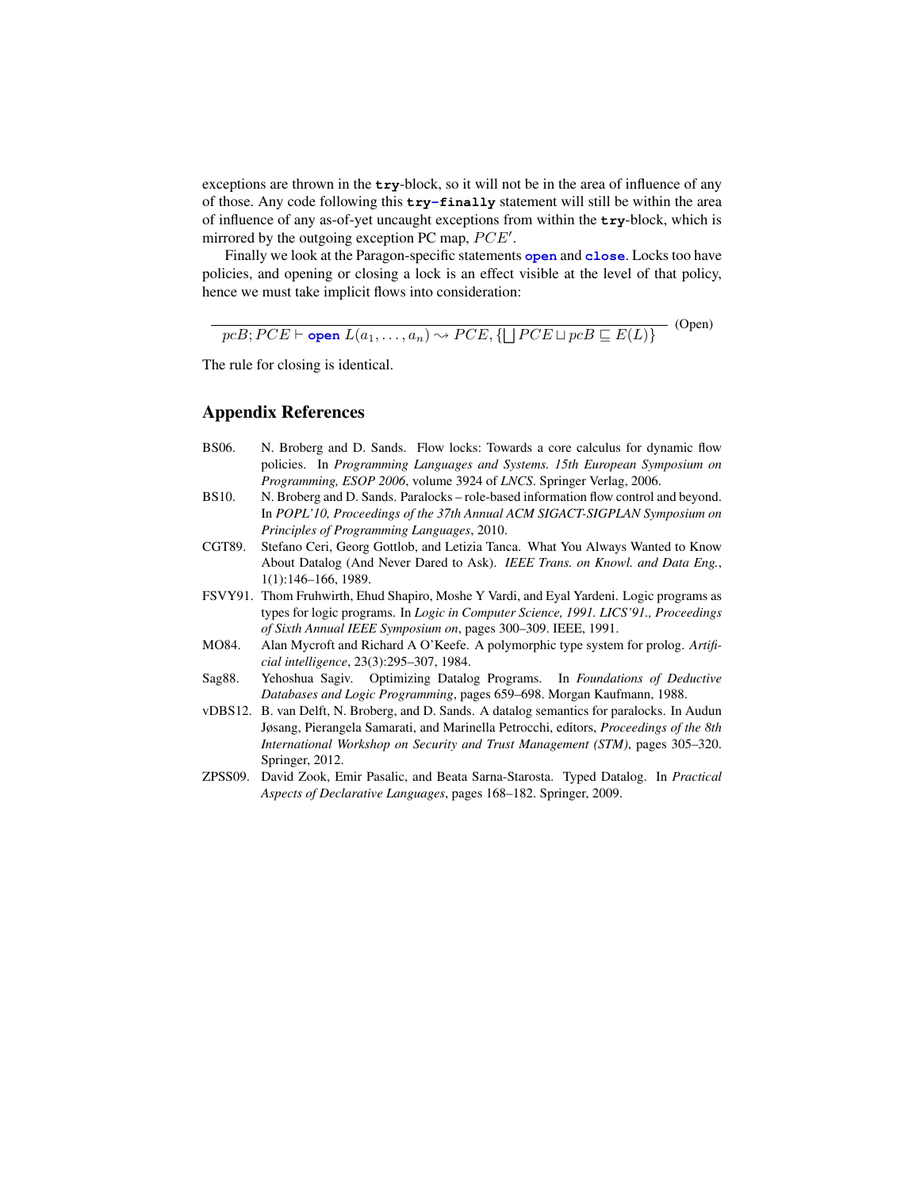exceptions are thrown in the **try**-block, so it will not be in the area of influence of any of those. Any code following this **try-finally** statement will still be within the area of influence of any as-of-yet uncaught exceptions from within the **try**-block, which is mirrored by the outgoing exception PC map, $PCE'$.

Finally we look at the Paragon-specific statements **open** and **close**. Locks too have policies, and opening or closing a lock is an effect visible at the level of that policy, hence we must take implicit flows into consideration:

$$\frac{}{pcB; PCE \vdash \textbf{open } L(a_1, \ldots, a_n) \rightsquigarrow PCE, \{\bigsqcup PCE \sqcup pcB \sqsubseteq E(L)\}} \text{ (Open)}$$

The rule for closing is identical.

## Appendix References

- BS06. N. Broberg and D. Sands. Flow locks: Towards a core calculus for dynamic flow policies. In *Programming Languages and Systems. 15th European Symposium on Programming, ESOP 2006*, volume 3924 of *LNCS*. Springer Verlag, 2006.
- BS10. N. Broberg and D. Sands. Paralocks – role-based information flow control and beyond. In *POPL'10, Proceedings of the 37th Annual ACM SIGACT-SIGPLAN Symposium on Principles of Programming Languages*, 2010.
- CGT89. Stefano Ceri, Georg Gottlob, and Letizia Tanca. What You Always Wanted to Know About Datalog (And Never Dared to Ask). *IEEE Trans. on Knowl. and Data Eng.*, 1(1):146–166, 1989.
- FSVY91. Thom Fruhwirth, Ehud Shapiro, Moshe Y Vardi, and Eyal Yardeni. Logic programs as types for logic programs. In *Logic in Computer Science, 1991. LICS'91., Proceedings of Sixth Annual IEEE Symposium on*, pages 300–309. IEEE, 1991.
- MO84. Alan Mycroft and Richard A O'Keefe. A polymorphic type system for prolog. *Artificial intelligence*, 23(3):295–307, 1984.
- Sag88. Yehoshua Sagiv. Optimizing Datalog Programs. In *Foundations of Deductive Databases and Logic Programming*, pages 659–698. Morgan Kaufmann, 1988.
- vDBS12. B. van Delft, N. Broberg, and D. Sands. A datalog semantics for paralocks. In Audun Jøsang, Pierangela Samarati, and Marinella Petrocchi, editors, *Proceedings of the 8th International Workshop on Security and Trust Management (STM)*, pages 305–320. Springer, 2012.
- ZPSS09. David Zook, Emir Pasalic, and Beata Sarna-Starosta. Typed Datalog. In *Practical Aspects of Declarative Languages*, pages 168–182. Springer, 2009.